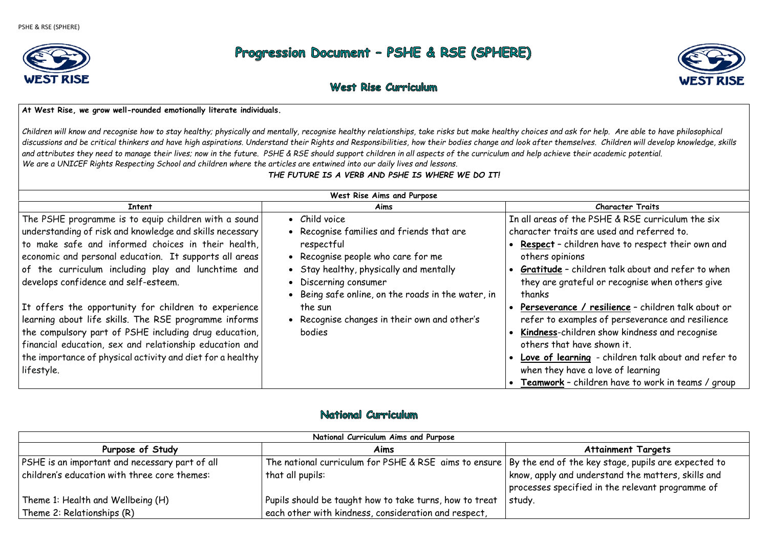# Progression Document – PSHE & RSE (SPHERE)

## West Rise Curriculum

**At West Rise, we grow well-rounded emotionally literate individuals.**

*Children will know and recognise how to stay healthy; physically and mentally, recognise healthy relationships, take risks but make healthy choices and ask for help. Are able to have philosophical discussions and be critical thinkers and have high aspirations. Understand their Rights and Responsibilities, how their bodies change and look after themselves. Children will develop knowledge, skills and attributes they need to manage their lives; now in the future. PSHE & RSE should support children in all aspects of the curriculum and help achieve their academic potential. We are a UNICEF Rights Respecting School and children where the articles are entwined into our daily lives and lessons.*

***THE FUTURE IS A VERB AND PSHE IS WHERE WE DO IT!***

| West Rise Aims and Purpose | | |
|---|---|---|
| **Intent** | **Aims** | **Character Traits** |
| The PSHE programme is to equip children with a sound understanding of risk and knowledge and skills necessary to make safe and informed choices in their health, economic and personal education. It supports all areas of the curriculum including play and lunchtime and develops confidence and self-esteem.<br><br>It offers the opportunity for children to experience learning about life skills. The RSE programme informs the compulsory part of PSHE including drug education, financial education, sex and relationship education and the importance of physical activity and diet for a healthy lifestyle. | • Child voice<br>• Recognise families and friends that are respectful<br>• Recognise people who care for me<br>• Stay healthy, physically and mentally<br>• Discerning consumer<br>• Being safe online, on the roads in the water, in the sun<br>• Recognise changes in their own and other's bodies | In all areas of the PSHE & RSE curriculum the six character traits are used and referred to.<br>• **Respect** – children have to respect their own and others opinions<br>• **Gratitude** – children talk about and refer to when they are grateful or recognise when others give thanks<br>• **Perseverance / resilience** – children talk about or refer to examples of perseverance and resilience<br>• **Kindness**-children show kindness and recognise others that have shown it.<br>• **Love of learning** - children talk about and refer to when they have a love of learning<br>• **Teamwork** – children have to work in teams / group |

## National Curriculum

| National Curriculum Aims and Purpose | | |
|---|---|---|
| **Purpose of Study** | **Aims** | **Attainment Targets** |
| PSHE is an important and necessary part of all children's education with three core themes:<br><br>Theme 1: Health and Wellbeing (H)<br>Theme 2: Relationships (R) | The national curriculum for PSHE & RSE aims to ensure that all pupils:<br><br>Pupils should be taught how to take turns, how to treat each other with kindness, consideration and respect, | By the end of the key stage, pupils are expected to know, apply and understand the matters, skills and processes specified in the relevant programme of study. |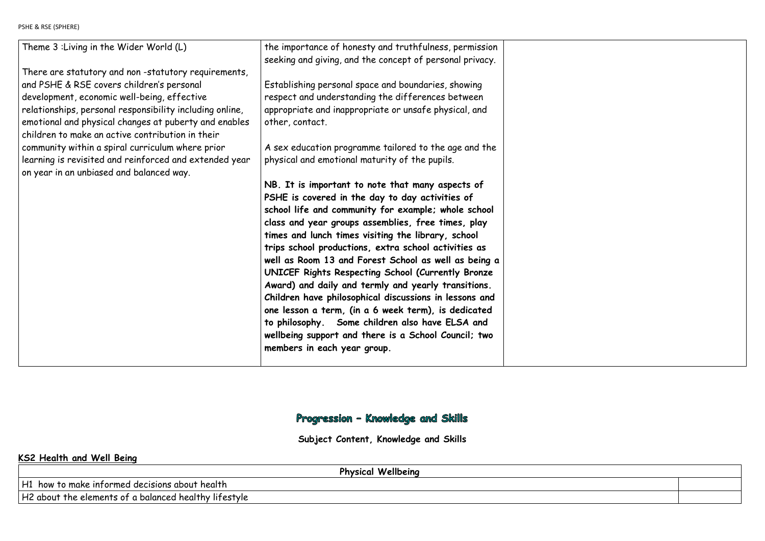| Theme 3 :Living in the Wider World (L)<br><br>There are statutory and non -statutory requirements, and PSHE & RSE covers children's personal development, economic well-being, effective relationships, personal responsibility including online, emotional and physical changes at puberty and enables children to make an active contribution in their community within a spiral curriculum where prior learning is revisited and reinforced and extended year on year in an unbiased and balanced way. | the importance of honesty and truthfulness, permission seeking and giving, and the concept of personal privacy.<br><br>Establishing personal space and boundaries, showing respect and understanding the differences between appropriate and inappropriate or unsafe physical, and other, contact.<br><br>A sex education programme tailored to the age and the physical and emotional maturity of the pupils.<br><br>**NB. It is important to note that many aspects of PSHE is covered in the day to day activities of school life and community for example; whole school class and year groups assemblies, free times, play times and lunch times visiting the library, school trips school productions, extra school activities as well as Room 13 and Forest School as well as being a UNICEF Rights Respecting School (Currently Bronze Award) and daily and termly and yearly transitions. Children have philosophical discussions in lessons and one lesson a term, (in a 6 week term), is dedicated to philosophy. Some children also have ELSA and wellbeing support and there is a School Council; two members in each year group.** | |
|---|---|---|

## Progression – Knowledge and Skills

**Subject Content, Knowledge and Skills**

**KS2 Health and Well Being**

| Physical Wellbeing | |
|---|---|
| H1 how to make informed decisions about health | |
| H2 about the elements of a balanced healthy lifestyle | |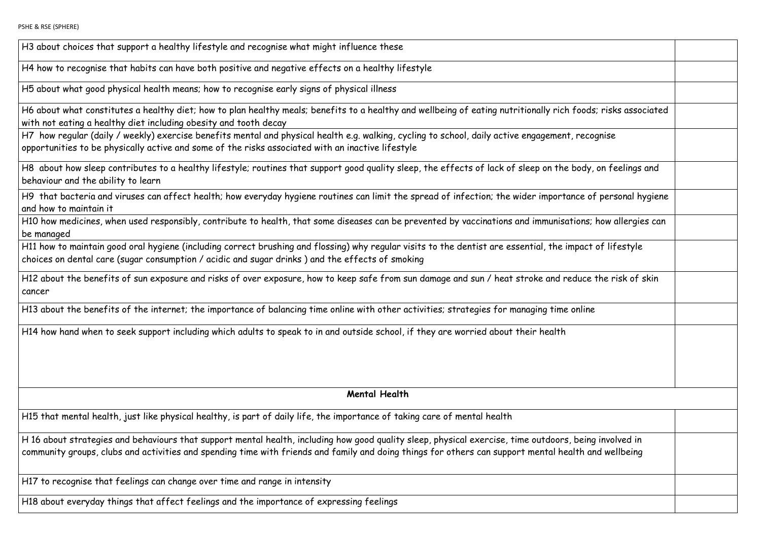| | |
|---|---|
| H3 about choices that support a healthy lifestyle and recognise what might influence these | |
| H4 how to recognise that habits can have both positive and negative effects on a healthy lifestyle | |
| H5 about what good physical health means; how to recognise early signs of physical illness | |
| H6 about what constitutes a healthy diet; how to plan healthy meals; benefits to a healthy and wellbeing of eating nutritionally rich foods; risks associated with not eating a healthy diet including obesity and tooth decay | |
| H7 how regular (daily / weekly) exercise benefits mental and physical health e.g. walking, cycling to school, daily active engagement, recognise opportunities to be physically active and some of the risks associated with an inactive lifestyle | |
| H8 about how sleep contributes to a healthy lifestyle; routines that support good quality sleep, the effects of lack of sleep on the body, on feelings and behaviour and the ability to learn | |
| H9 that bacteria and viruses can affect health; how everyday hygiene routines can limit the spread of infection; the wider importance of personal hygiene and how to maintain it | |
| H10 how medicines, when used responsibly, contribute to health, that some diseases can be prevented by vaccinations and immunisations; how allergies can be managed | |
| H11 how to maintain good oral hygiene (including correct brushing and flossing) why regular visits to the dentist are essential, the impact of lifestyle choices on dental care (sugar consumption / acidic and sugar drinks ) and the effects of smoking | |
| H12 about the benefits of sun exposure and risks of over exposure, how to keep safe from sun damage and sun / heat stroke and reduce the risk of skin cancer | |
| H13 about the benefits of the internet; the importance of balancing time online with other activities; strategies for managing time online | |
| H14 how hand when to seek support including which adults to speak to in and outside school, if they are worried about their health | |
| **Mental Health** | |
| H15 that mental health, just like physical healthy, is part of daily life, the importance of taking care of mental health | |
| H 16 about strategies and behaviours that support mental health, including how good quality sleep, physical exercise, time outdoors, being involved in community groups, clubs and activities and spending time with friends and family and doing things for others can support mental health and wellbeing | |
| H17 to recognise that feelings can change over time and range in intensity | |
| H18 about everyday things that affect feelings and the importance of expressing feelings | |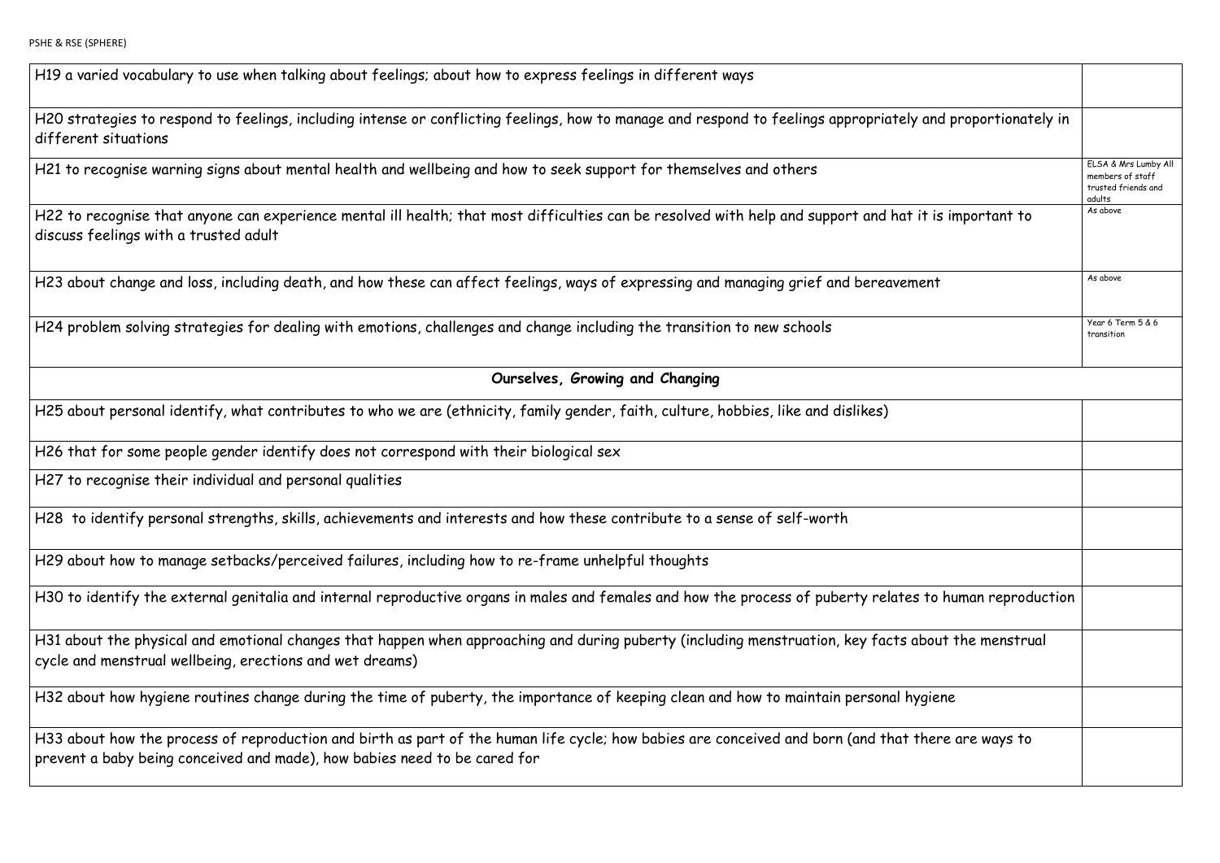| | |
|---|---|
| H19 a varied vocabulary to use when talking about feelings; about how to express feelings in different ways | |
| H20 strategies to respond to feelings, including intense or conflicting feelings, how to manage and respond to feelings appropriately and proportionately in different situations | |
| H21 to recognise warning signs about mental health and wellbeing and how to seek support for themselves and others | ELSA & Mrs Lumby All members of staff trusted friends and adults |
| H22 to recognise that anyone can experience mental ill health; that most difficulties can be resolved with help and support and hat it is important to discuss feelings with a trusted adult | As above |
| H23 about change and loss, including death, and how these can affect feelings, ways of expressing and managing grief and bereavement | As above |
| H24 problem solving strategies for dealing with emotions, challenges and change including the transition to new schools | Year 6 Term 5 & 6 transition |
| **Ourselves, Growing and Changing** | |
| H25 about personal identify, what contributes to who we are (ethnicity, family gender, faith, culture, hobbies, like and dislikes) | |
| H26 that for some people gender identify does not correspond with their biological sex | |
| H27 to recognise their individual and personal qualities | |
| H28 to identify personal strengths, skills, achievements and interests and how these contribute to a sense of self-worth | |
| H29 about how to manage setbacks/perceived failures, including how to re-frame unhelpful thoughts | |
| H30 to identify the external genitalia and internal reproductive organs in males and females and how the process of puberty relates to human reproduction | |
| H31 about the physical and emotional changes that happen when approaching and during puberty (including menstruation, key facts about the menstrual cycle and menstrual wellbeing, erections and wet dreams) | |
| H32 about how hygiene routines change during the time of puberty, the importance of keeping clean and how to maintain personal hygiene | |
| H33 about how the process of reproduction and birth as part of the human life cycle; how babies are conceived and born (and that there are ways to prevent a baby being conceived and made), how babies need to be cared for | |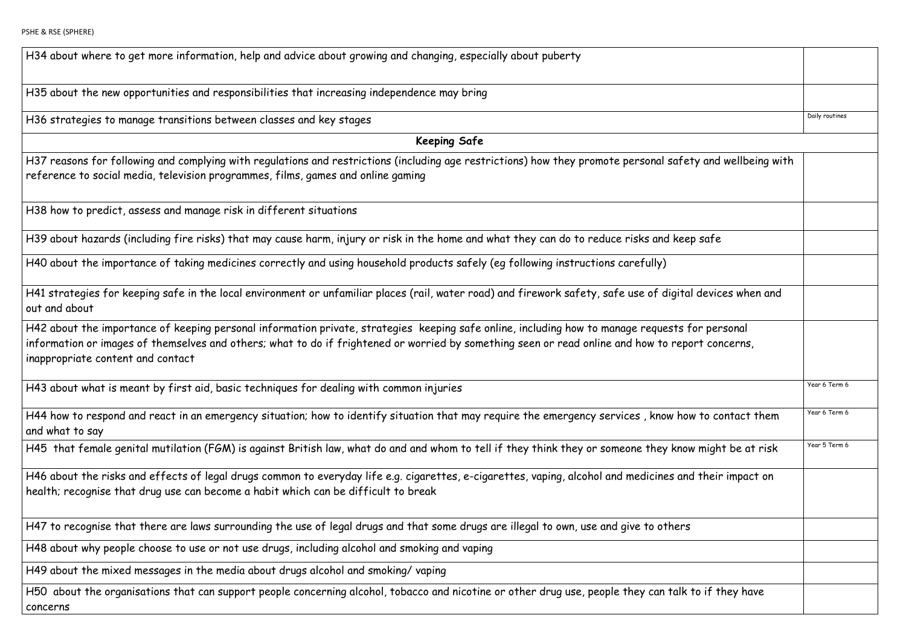| H34 about where to get more information, help and advice about growing and changing, especially about puberty | |
|---|---|
| H35 about the new opportunities and responsibilities that increasing independence may bring | |
| H36 strategies to manage transitions between classes and key stages | Daily routines |
| **Keeping Safe** | |
| H37 reasons for following and complying with regulations and restrictions (including age restrictions) how they promote personal safety and wellbeing with reference to social media, television programmes, films, games and online gaming | |
| H38 how to predict, assess and manage risk in different situations | |
| H39 about hazards (including fire risks) that may cause harm, injury or risk in the home and what they can do to reduce risks and keep safe | |
| H40 about the importance of taking medicines correctly and using household products safely (eg following instructions carefully) | |
| H41 strategies for keeping safe in the local environment or unfamiliar places (rail, water road) and firework safety, safe use of digital devices when and out and about | |
| H42 about the importance of keeping personal information private, strategies keeping safe online, including how to manage requests for personal information or images of themselves and others; what to do if frightened or worried by something seen or read online and how to report concerns, inappropriate content and contact | |
| H43 about what is meant by first aid, basic techniques for dealing with common injuries | Year 6 Term 6 |
| H44 how to respond and react in an emergency situation; how to identify situation that may require the emergency services , know how to contact them and what to say | Year 6 Term 6 |
| H45 that female genital mutilation (FGM) is against British law, what do and and whom to tell if they think they or someone they know might be at risk | Year 5 Term 6 |
| H46 about the risks and effects of legal drugs common to everyday life e.g. cigarettes, e-cigarettes, vaping, alcohol and medicines and their impact on health; recognise that drug use can become a habit which can be difficult to break | |
| H47 to recognise that there are laws surrounding the use of legal drugs and that some drugs are illegal to own, use and give to others | |
| H48 about why people choose to use or not use drugs, including alcohol and smoking and vaping | |
| H49 about the mixed messages in the media about drugs alcohol and smoking/ vaping | |
| H50 about the organisations that can support people concerning alcohol, tobacco and nicotine or other drug use, people they can talk to if they have concerns | |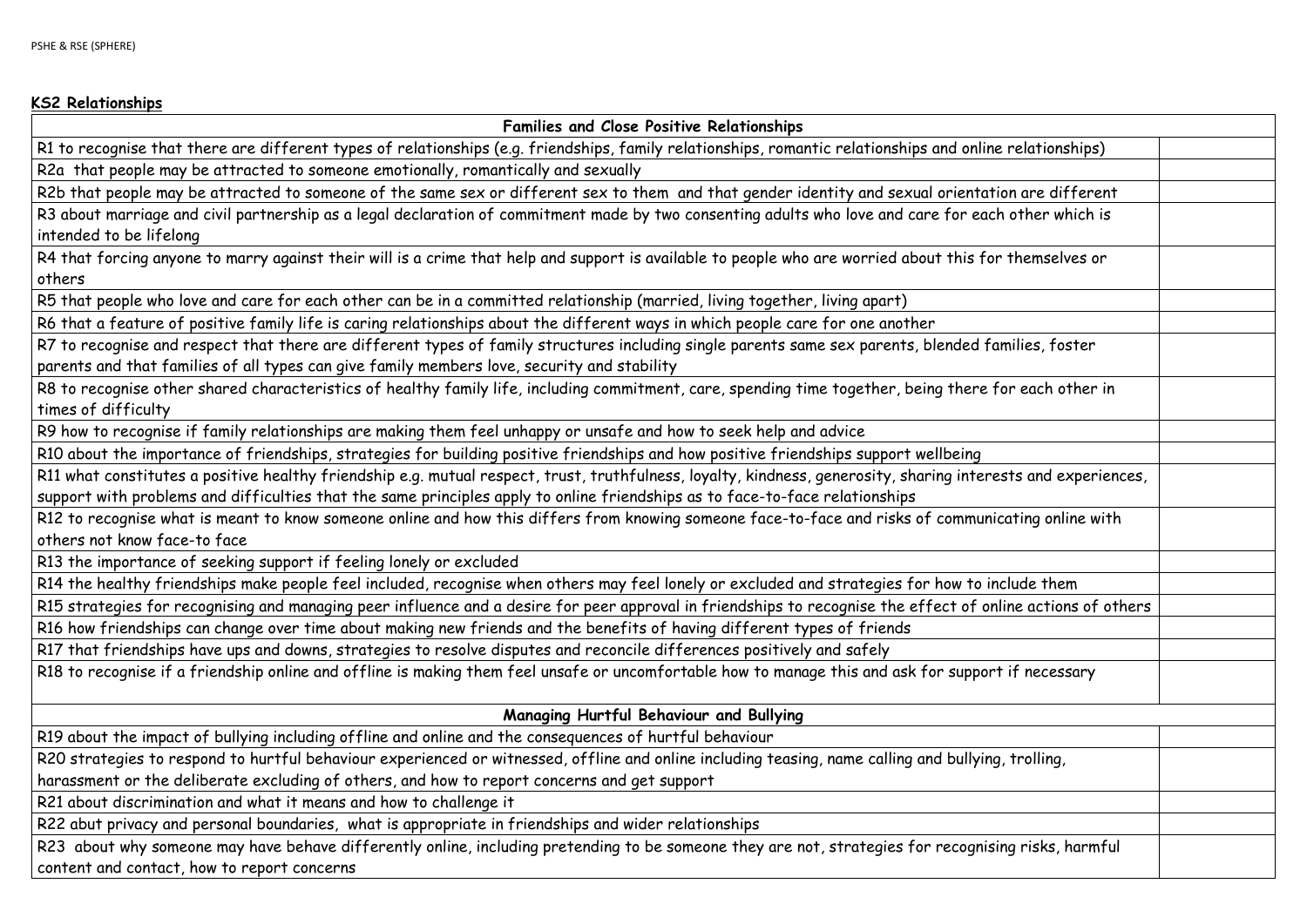**KS2 Relationships**

| Families and Close Positive Relationships | |
|---|---|
| R1 to recognise that there are different types of relationships (e.g. friendships, family relationships, romantic relationships and online relationships) | |
| R2a that people may be attracted to someone emotionally, romantically and sexually | |
| R2b that people may be attracted to someone of the same sex or different sex to them and that gender identity and sexual orientation are different | |
| R3 about marriage and civil partnership as a legal declaration of commitment made by two consenting adults who love and care for each other which is intended to be lifelong | |
| R4 that forcing anyone to marry against their will is a crime that help and support is available to people who are worried about this for themselves or others | |
| R5 that people who love and care for each other can be in a committed relationship (married, living together, living apart) | |
| R6 that a feature of positive family life is caring relationships about the different ways in which people care for one another | |
| R7 to recognise and respect that there are different types of family structures including single parents same sex parents, blended families, foster parents and that families of all types can give family members love, security and stability | |
| R8 to recognise other shared characteristics of healthy family life, including commitment, care, spending time together, being there for each other in times of difficulty | |
| R9 how to recognise if family relationships are making them feel unhappy or unsafe and how to seek help and advice | |
| R10 about the importance of friendships, strategies for building positive friendships and how positive friendships support wellbeing | |
| R11 what constitutes a positive healthy friendship e.g. mutual respect, trust, truthfulness, loyalty, kindness, generosity, sharing interests and experiences, support with problems and difficulties that the same principles apply to online friendships as to face-to-face relationships | |
| R12 to recognise what is meant to know someone online and how this differs from knowing someone face-to-face and risks of communicating online with others not know face-to face | |
| R13 the importance of seeking support if feeling lonely or excluded | |
| R14 the healthy friendships make people feel included, recognise when others may feel lonely or excluded and strategies for how to include them | |
| R15 strategies for recognising and managing peer influence and a desire for peer approval in friendships to recognise the effect of online actions of others | |
| R16 how friendships can change over time about making new friends and the benefits of having different types of friends | |
| R17 that friendships have ups and downs, strategies to resolve disputes and reconcile differences positively and safely | |
| R18 to recognise if a friendship online and offline is making them feel unsafe or uncomfortable how to manage this and ask for support if necessary | |
| **Managing Hurtful Behaviour and Bullying** | |
| R19 about the impact of bullying including offline and online and the consequences of hurtful behaviour | |
| R20 strategies to respond to hurtful behaviour experienced or witnessed, offline and online including teasing, name calling and bullying, trolling, harassment or the deliberate excluding of others, and how to report concerns and get support | |
| R21 about discrimination and what it means and how to challenge it | |
| R22 abut privacy and personal boundaries, what is appropriate in friendships and wider relationships | |
| R23 about why someone may have behave differently online, including pretending to be someone they are not, strategies for recognising risks, harmful content and contact, how to report concerns | |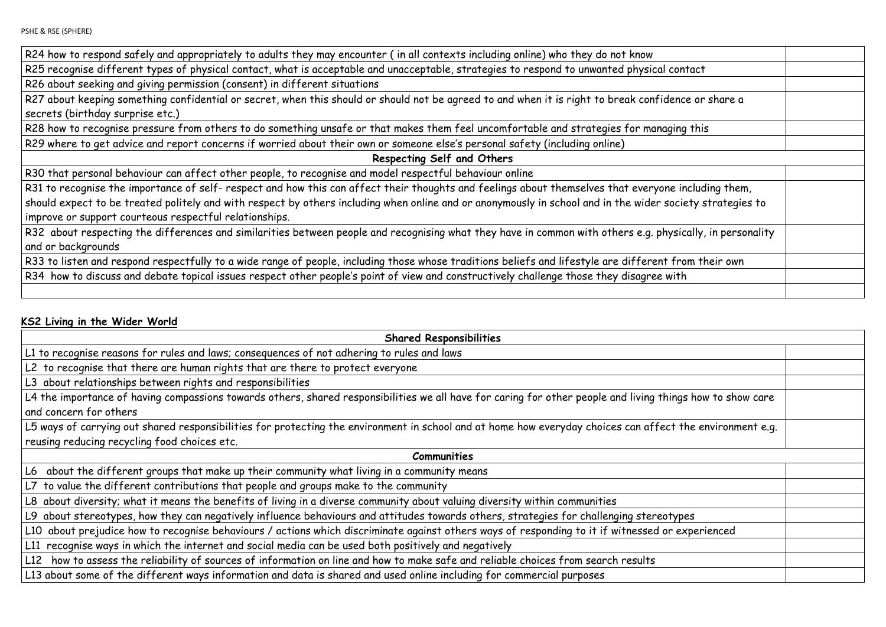| | |
|---|---|
| R24 how to respond safely and appropriately to adults they may encounter ( in all contexts including online) who they do not know | |
| R25 recognise different types of physical contact, what is acceptable and unacceptable, strategies to respond to unwanted physical contact | |
| R26 about seeking and giving permission (consent) in different situations | |
| R27 about keeping something confidential or secret, when this should or should not be agreed to and when it is right to break confidence or share a secrets (birthday surprise etc.) | |
| R28 how to recognise pressure from others to do something unsafe or that makes them feel uncomfortable and strategies for managing this | |
| R29 where to get advice and report concerns if worried about their own or someone else's personal safety (including online) | |
| **Respecting Self and Others** | |
| R30 that personal behaviour can affect other people, to recognise and model respectful behaviour online | |
| R31 to recognise the importance of self- respect and how this can affect their thoughts and feelings about themselves that everyone including them, should expect to be treated politely and with respect by others including when online and or anonymously in school and in the wider society strategies to improve or support courteous respectful relationships. | |
| R32 about respecting the differences and similarities between people and recognising what they have in common with others e.g. physically, in personality and or backgrounds | |
| R33 to listen and respond respectfully to a wide range of people, including those whose traditions beliefs and lifestyle are different from their own | |
| R34 how to discuss and debate topical issues respect other people's point of view and constructively challenge those they disagree with | |
| | |

## KS2 Living in the Wider World

| | |
|---|---|
| **Shared Responsibilities** | |
| L1 to recognise reasons for rules and laws; consequences of not adhering to rules and laws | |
| L2 to recognise that there are human rights that are there to protect everyone | |
| L3 about relationships between rights and responsibilities | |
| L4 the importance of having compassions towards others, shared responsibilities we all have for caring for other people and living things how to show care and concern for others | |
| L5 ways of carrying out shared responsibilities for protecting the environment in school and at home how everyday choices can affect the environment e.g. reusing reducing recycling food choices etc. | |
| **Communities** | |
| L6 about the different groups that make up their community what living in a community means | |
| L7 to value the different contributions that people and groups make to the community | |
| L8 about diversity; what it means the benefits of living in a diverse community about valuing diversity within communities | |
| L9 about stereotypes, how they can negatively influence behaviours and attitudes towards others, strategies for challenging stereotypes | |
| L10 about prejudice how to recognise behaviours / actions which discriminate against others ways of responding to it if witnessed or experienced | |
| L11 recognise ways in which the internet and social media can be used both positively and negatively | |
| L12 how to assess the reliability of sources of information on line and how to make safe and reliable choices from search results | |
| L13 about some of the different ways information and data is shared and used online including for commercial purposes | |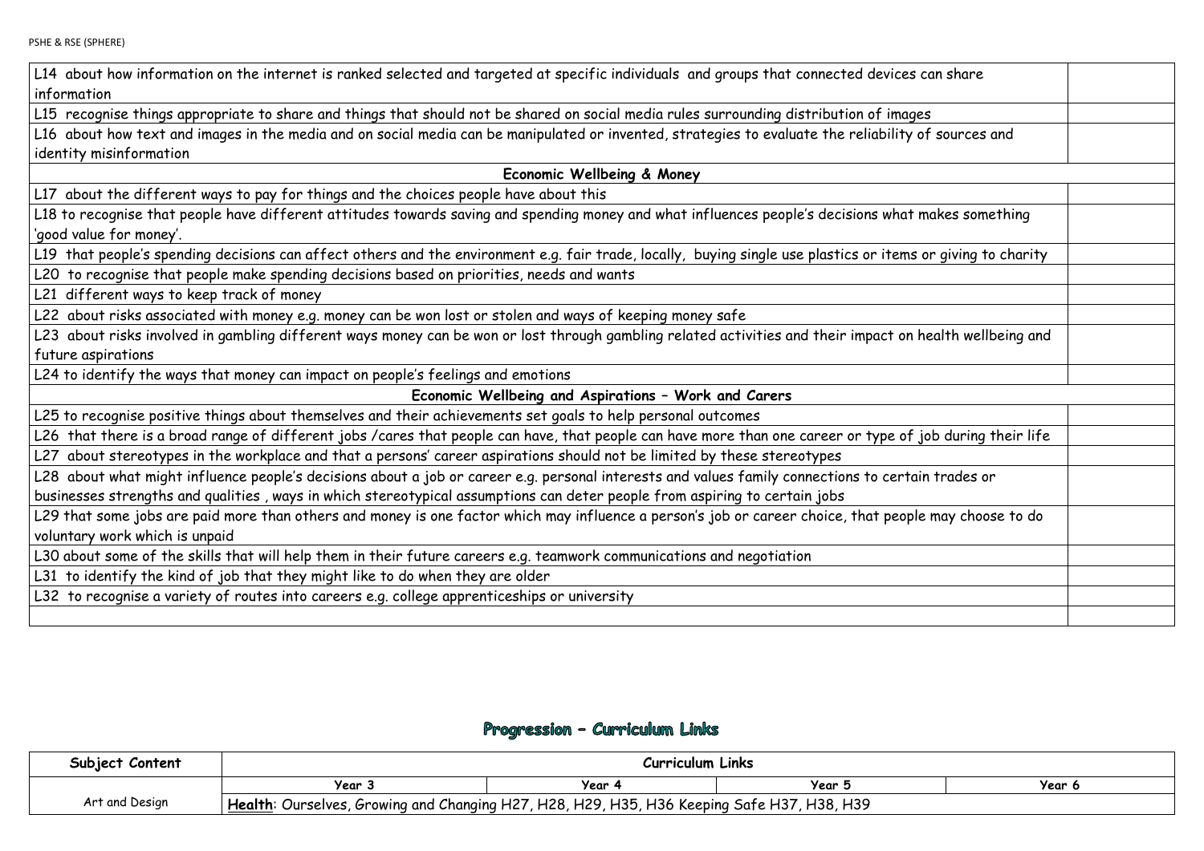| | |
|---|---|
| L14 about how information on the internet is ranked selected and targeted at specific individuals and groups that connected devices can share information | |
| L15 recognise things appropriate to share and things that should not be shared on social media rules surrounding distribution of images | |
| L16 about how text and images in the media and on social media can be manipulated or invented, strategies to evaluate the reliability of sources and identity misinformation | |
| **Economic Wellbeing & Money** | |
| L17 about the different ways to pay for things and the choices people have about this | |
| L18 to recognise that people have different attitudes towards saving and spending money and what influences people's decisions what makes something 'good value for money'. | |
| L19 that people's spending decisions can affect others and the environment e.g. fair trade, locally, buying single use plastics or items or giving to charity | |
| L20 to recognise that people make spending decisions based on priorities, needs and wants | |
| L21 different ways to keep track of money | |
| L22 about risks associated with money e.g. money can be won lost or stolen and ways of keeping money safe | |
| L23 about risks involved in gambling different ways money can be won or lost through gambling related activities and their impact on health wellbeing and future aspirations | |
| L24 to identify the ways that money can impact on people's feelings and emotions | |
| **Economic Wellbeing and Aspirations – Work and Carers** | |
| L25 to recognise positive things about themselves and their achievements set goals to help personal outcomes | |
| L26 that there is a broad range of different jobs /cares that people can have, that people can have more than one career or type of job during their life | |
| L27 about stereotypes in the workplace and that a persons' career aspirations should not be limited by these stereotypes | |
| L28 about what might influence people's decisions about a job or career e.g. personal interests and values family connections to certain trades or businesses strengths and qualities , ways in which stereotypical assumptions can deter people from aspiring to certain jobs | |
| L29 that some jobs are paid more than others and money is one factor which may influence a person's job or career choice, that people may choose to do voluntary work which is unpaid | |
| L30 about some of the skills that will help them in their future careers e.g. teamwork communications and negotiation | |
| L31 to identify the kind of job that they might like to do when they are older | |
| L32 to recognise a variety of routes into careers e.g. college apprenticeships or university | |
| | |

## Progression – Curriculum Links

| Subject Content | Curriculum Links | | | |
|---|---|---|---|---|
| | Year 3 | Year 4 | Year 5 | Year 6 |
| Art and Design | **Health**: Ourselves, Growing and Changing H27, H28, H29, H35, H36 Keeping Safe H37, H38, H39 | | | |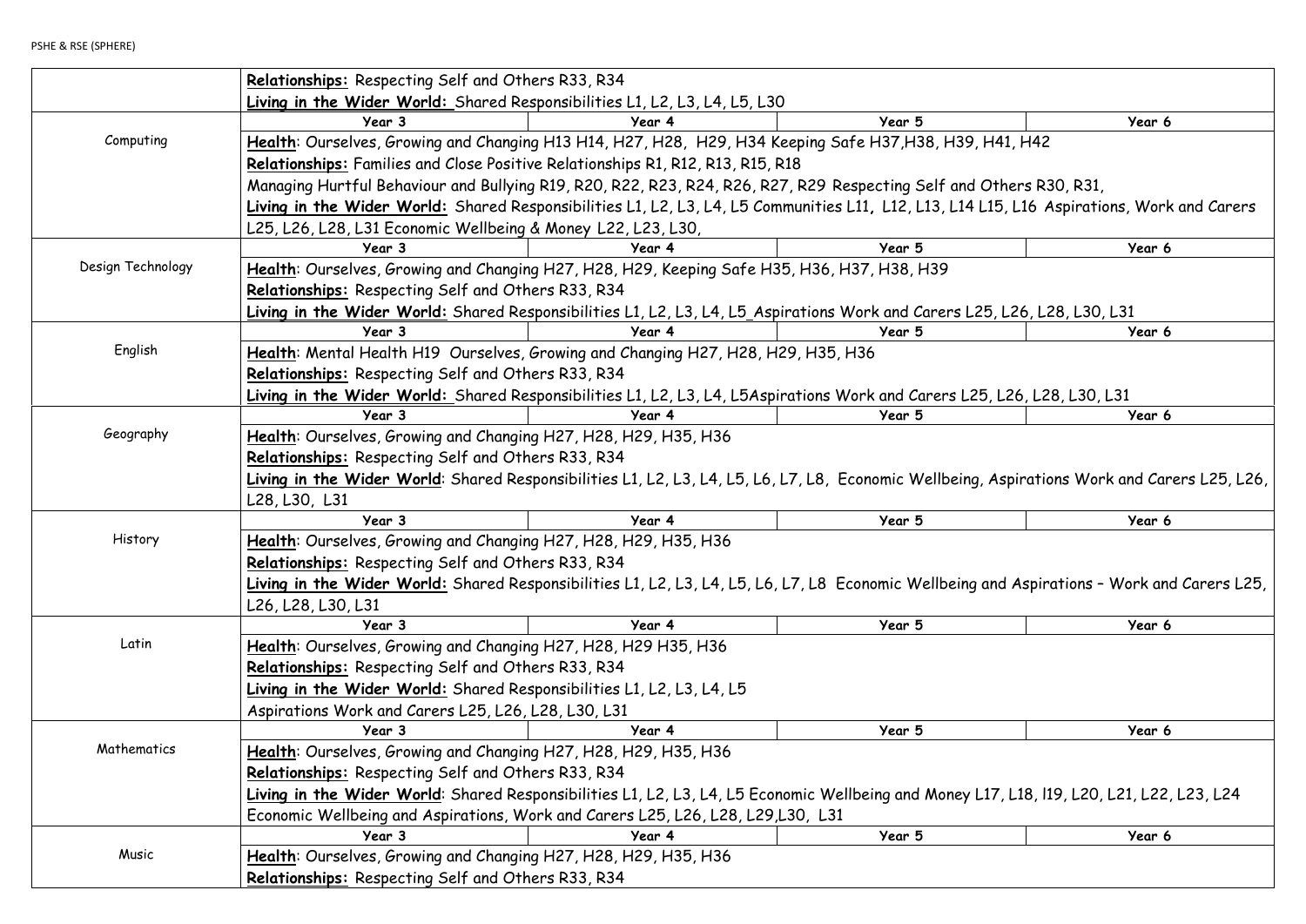| | Year 3 | Year 4 | Year 5 | Year 6 |
|---|---|---|---|---|
| | **Relationships:** Respecting Self and Others R33, R34<br>**Living in the Wider World:** Shared Responsibilities L1, L2, L3, L4, L5, L30 | | | |
| | **Year 3** | **Year 4** | **Year 5** | **Year 6** |
| Computing | **Health**: Ourselves, Growing and Changing H13 H14, H27, H28, H29, H34 Keeping Safe H37,H38, H39, H41, H42<br>**Relationships:** Families and Close Positive Relationships R1, R12, R13, R15, R18<br>Managing Hurtful Behaviour and Bullying R19, R20, R22, R23, R24, R26, R27, R29 Respecting Self and Others R30, R31,<br>**Living in the Wider World:** Shared Responsibilities L1, L2, L3, L4, L5 Communities L11, L12, L13, L14 L15, L16 Aspirations, Work and Carers L25, L26, L28, L31 Economic Wellbeing & Money L22, L23, L30, | | | |
| | **Year 3** | **Year 4** | **Year 5** | **Year 6** |
| Design Technology | **Health**: Ourselves, Growing and Changing H27, H28, H29, Keeping Safe H35, H36, H37, H38, H39<br>**Relationships:** Respecting Self and Others R33, R34<br>**Living in the Wider World:** Shared Responsibilities L1, L2, L3, L4, L5_Aspirations Work and Carers L25, L26, L28, L30, L31 | | | |
| | **Year 3** | **Year 4** | **Year 5** | **Year 6** |
| English | **Health**: Mental Health H19 Ourselves, Growing and Changing H27, H28, H29, H35, H36<br>**Relationships:** Respecting Self and Others R33, R34<br>**Living in the Wider World:** Shared Responsibilities L1, L2, L3, L4, L5Aspirations Work and Carers L25, L26, L28, L30, L31 | | | |
| | **Year 3** | **Year 4** | **Year 5** | **Year 6** |
| Geography | **Health**: Ourselves, Growing and Changing H27, H28, H29, H35, H36<br>**Relationships:** Respecting Self and Others R33, R34<br>**Living in the Wider World**: Shared Responsibilities L1, L2, L3, L4, L5, L6, L7, L8, Economic Wellbeing, Aspirations Work and Carers L25, L26, L28, L30, L31 | | | |
| | **Year 3** | **Year 4** | **Year 5** | **Year 6** |
| History | **Health**: Ourselves, Growing and Changing H27, H28, H29, H35, H36<br>**Relationships:** Respecting Self and Others R33, R34<br>**Living in the Wider World:** Shared Responsibilities L1, L2, L3, L4, L5, L6, L7, L8 Economic Wellbeing and Aspirations – Work and Carers L25, L26, L28, L30, L31 | | | |
| | **Year 3** | **Year 4** | **Year 5** | **Year 6** |
| Latin | **Health**: Ourselves, Growing and Changing H27, H28, H29 H35, H36<br>**Relationships:** Respecting Self and Others R33, R34<br>**Living in the Wider World:** Shared Responsibilities L1, L2, L3, L4, L5<br>Aspirations Work and Carers L25, L26, L28, L30, L31 | | | |
| | **Year 3** | **Year 4** | **Year 5** | **Year 6** |
| Mathematics | **Health**: Ourselves, Growing and Changing H27, H28, H29, H35, H36<br>**Relationships:** Respecting Self and Others R33, R34<br>**Living in the Wider World**: Shared Responsibilities L1, L2, L3, L4, L5 Economic Wellbeing and Money L17, L18, l19, L20, L21, L22, L23, L24<br>Economic Wellbeing and Aspirations, Work and Carers L25, L26, L28, L29,L30, L31 | | | |
| | **Year 3** | **Year 4** | **Year 5** | **Year 6** |
| Music | **Health**: Ourselves, Growing and Changing H27, H28, H29, H35, H36<br>**Relationships:** Respecting Self and Others R33, R34 | | | |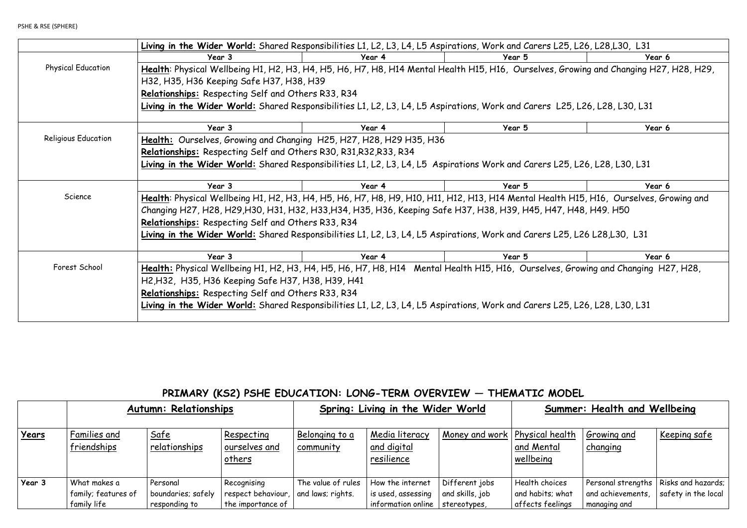|  | Living in the Wider World: Shared Responsibilities L1, L2, L3, L4, L5 Aspirations, Work and Carers L25, L26, L28,L30, L31 | | | |
|---|---|---|---|---|
|  | Year 3 | Year 4 | Year 5 | Year 6 |
| Physical Education | Health: Physical Wellbeing H1, H2, H3, H4, H5, H6, H7, H8, H14 Mental Health H15, H16, Ourselves, Growing and Changing H27, H28, H29, H32, H35, H36 Keeping Safe H37, H38, H39<br>Relationships: Respecting Self and Others R33, R34<br>Living in the Wider World: Shared Responsibilities L1, L2, L3, L4, L5 Aspirations, Work and Carers L25, L26, L28, L30, L31 | | | |
|  | Year 3 | Year 4 | Year 5 | Year 6 |
| Religious Education | Health: Ourselves, Growing and Changing H25, H27, H28, H29 H35, H36<br>Relationships: Respecting Self and Others R30, R31,R32,R33, R34<br>Living in the Wider World: Shared Responsibilities L1, L2, L3, L4, L5 Aspirations Work and Carers L25, L26, L28, L30, L31 | | | |
|  | Year 3 | Year 4 | Year 5 | Year 6 |
| Science | Health: Physical Wellbeing H1, H2, H3, H4, H5, H6, H7, H8, H9, H10, H11, H12, H13, H14 Mental Health H15, H16, Ourselves, Growing and Changing H27, H28, H29,H30, H31, H32, H33,H34, H35, H36, Keeping Safe H37, H38, H39, H45, H47, H48, H49. H50<br>Relationships: Respecting Self and Others R33, R34<br>Living in the Wider World: Shared Responsibilities L1, L2, L3, L4, L5 Aspirations, Work and Carers L25, L26 L28,L30, L31 | | | |
|  | Year 3 | Year 4 | Year 5 | Year 6 |
| Forest School | Health: Physical Wellbeing H1, H2, H3, H4, H5, H6, H7, H8, H14 Mental Health H15, H16, Ourselves, Growing and Changing H27, H28, H2,H32, H35, H36 Keeping Safe H37, H38, H39, H41<br>Relationships: Respecting Self and Others R33, R34<br>Living in the Wider World: Shared Responsibilities L1, L2, L3, L4, L5 Aspirations, Work and Carers L25, L26, L28, L30, L31 | | | |

## PRIMARY (KS2) PSHE EDUCATION: LONG-TERM OVERVIEW — THEMATIC MODEL

|  | Autumn: Relationships | | | Spring: Living in the Wider World | | | Summer: Health and Wellbeing | | |
|---|---|---|---|---|---|---|---|---|---|
| Years | Families and friendships | Safe relationships | Respecting ourselves and others | Belonging to a community | Media literacy and digital resilience | Money and work | Physical health and Mental wellbeing | Growing and changing | Keeping safe |
| Year 3 | What makes a family; features of family life | Personal boundaries; safely responding to | Recognising respect behaviour, the importance of | The value of rules and laws; rights. | How the internet is used, assessing information online | Different jobs and skills, job stereotypes, | Health choices and habits; what affects feelings | Personal strengths and achievements, managing and | Risks and hazards; safety in the local |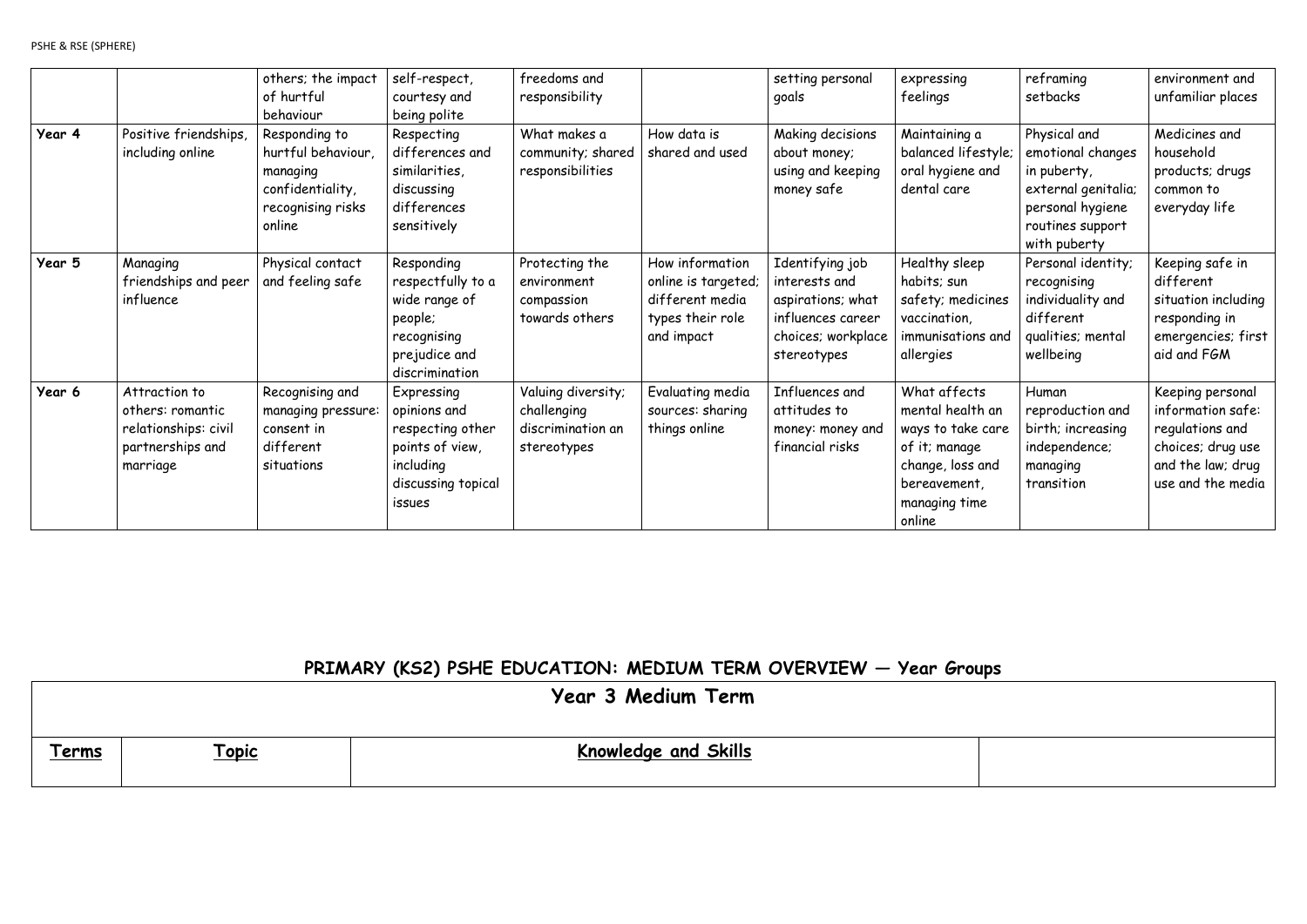| | | | | | | | | | |
|---|---|---|---|---|---|---|---|---|---|
| | | others; the impact of hurtful behaviour | self-respect, courtesy and being polite | freedoms and responsibility | | setting personal goals | expressing feelings | reframing setbacks | environment and unfamiliar places |
| **Year 4** | Positive friendships, including online | Responding to hurtful behaviour, managing confidentiality, recognising risks online | Respecting differences and similarities, discussing differences sensitively | What makes a community; shared responsibilities | How data is shared and used | Making decisions about money; using and keeping money safe | Maintaining a balanced lifestyle; oral hygiene and dental care | Physical and emotional changes in puberty, external genitalia; personal hygiene routines support with puberty | Medicines and household products; drugs common to everyday life |
| **Year 5** | Managing friendships and peer influence | Physical contact and feeling safe | Responding respectfully to a wide range of people; recognising prejudice and discrimination | Protecting the environment compassion towards others | How information online is targeted; different media types their role and impact | Identifying job interests and aspirations; what influences career choices; workplace stereotypes | Healthy sleep habits; sun safety; medicines vaccination, immunisations and allergies | Personal identity; recognising individuality and different qualities; mental wellbeing | Keeping safe in different situation including responding in emergencies; first aid and FGM |
| **Year 6** | Attraction to others: romantic relationships: civil partnerships and marriage | Recognising and managing pressure: consent in different situations | Expressing opinions and respecting other points of view, including discussing topical issues | Valuing diversity; challenging discrimination an stereotypes | Evaluating media sources: sharing things online | Influences and attitudes to money: money and financial risks | What affects mental health an ways to take care of it; manage change, loss and bereavement, managing time online | Human reproduction and birth; increasing independence; managing transition | Keeping personal information safe: regulations and choices; drug use and the law; drug use and the media |

## PRIMARY (KS2) PSHE EDUCATION: MEDIUM TERM OVERVIEW — Year Groups

| **Year 3 Medium Term** | | | |
|---|---|---|---|
| **Terms** | **Topic** | **Knowledge and Skills** | |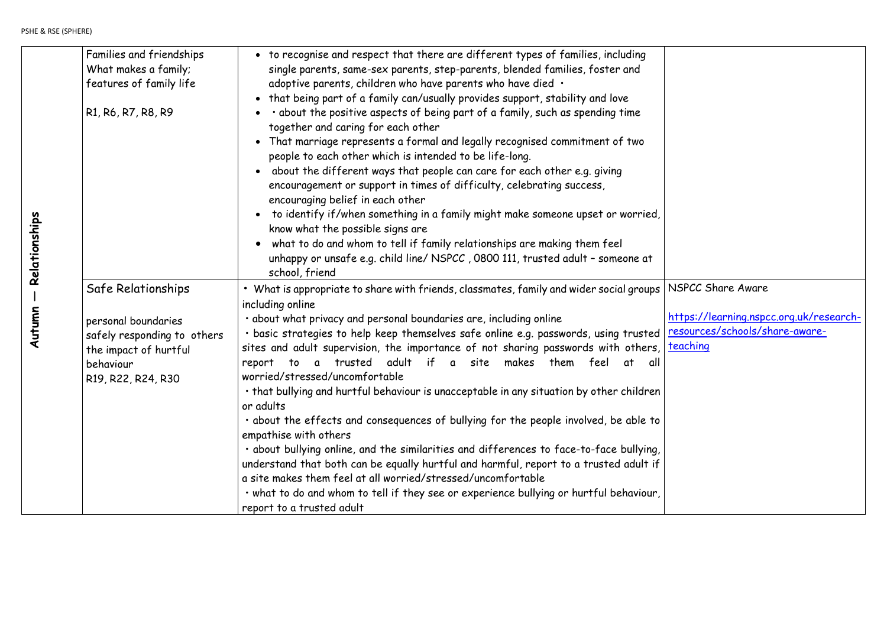| Autumn — Relationships | Families and friendships<br>What makes a family;<br>features of family life<br><br>R1, R6, R7, R8, R9 | • to recognise and respect that there are different types of families, including single parents, same-sex parents, step-parents, blended families, foster and adoptive parents, children who have parents who have died •<br>• that being part of a family can/usually provides support, stability and love<br>• • about the positive aspects of being part of a family, such as spending time together and caring for each other<br>• That marriage represents a formal and legally recognised commitment of two people to each other which is intended to be life-long.<br>• about the different ways that people can care for each other e.g. giving encouragement or support in times of difficulty, celebrating success, encouraging belief in each other<br>• to identify if/when something in a family might make someone upset or worried, know what the possible signs are<br>• what to do and whom to tell if family relationships are making them feel unhappy or unsafe e.g. child line/ NSPCC , 0800 111, trusted adult – someone at school, friend | |
|---|---|---|---|
| | Safe Relationships<br><br>personal boundaries<br>safely responding to others<br>the impact of hurtful behaviour<br>R19, R22, R24, R30 | • What is appropriate to share with friends, classmates, family and wider social groups including online<br>• about what privacy and personal boundaries are, including online<br>• basic strategies to help keep themselves safe online e.g. passwords, using trusted sites and adult supervision, the importance of not sharing passwords with others, report to a trusted adult if a site makes them feel at all worried/stressed/uncomfortable<br>• that bullying and hurtful behaviour is unacceptable in any situation by other children or adults<br>• about the effects and consequences of bullying for the people involved, be able to empathise with others<br>• about bullying online, and the similarities and differences to face-to-face bullying, understand that both can be equally hurtful and harmful, report to a trusted adult if a site makes them feel at all worried/stressed/uncomfortable<br>• what to do and whom to tell if they see or experience bullying or hurtful behaviour, report to a trusted adult | NSPCC Share Aware<br><br>https://learning.nspcc.org.uk/research-resources/schools/share-aware-teaching |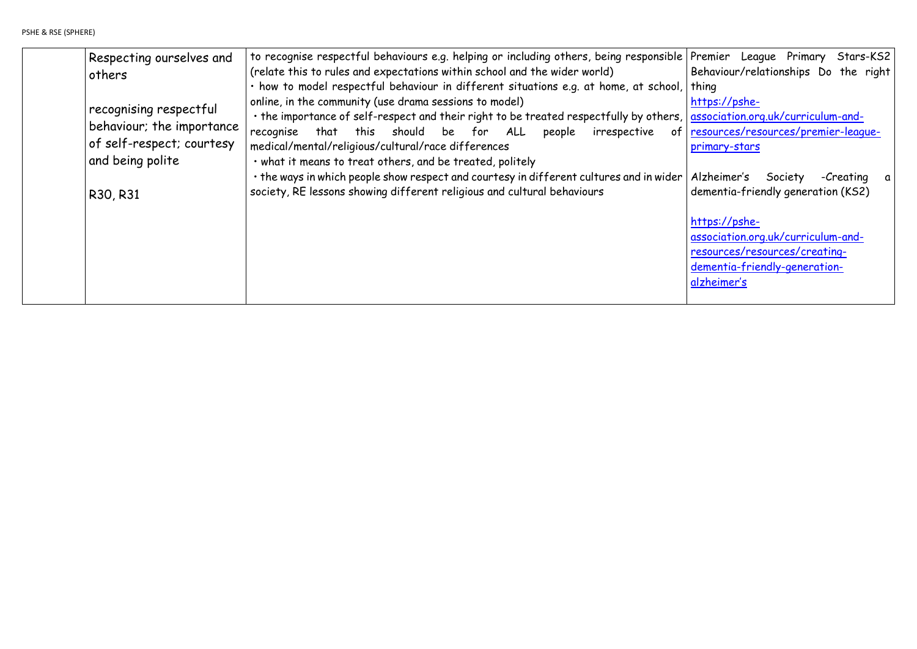| | Respecting ourselves and others<br><br>recognising respectful behaviour; the importance of self-respect; courtesy and being polite<br><br>R30, R31 | to recognise respectful behaviours e.g. helping or including others, being responsible (relate this to rules and expectations within school and the wider world)<br>• how to model respectful behaviour in different situations e.g. at home, at school, online, in the community (use drama sessions to model)<br>• the importance of self-respect and their right to be treated respectfully by others, recognise that this should be for ALL people irrespective of medical/mental/religious/cultural/race differences<br>• what it means to treat others, and be treated, politely<br>• the ways in which people show respect and courtesy in different cultures and in wider society, RE lessons showing different religious and cultural behaviours | Premier League Primary Stars-KS2 Behaviour/relationships Do the right thing<br>https://pshe-association.org.uk/curriculum-and-resources/resources/premier-league-primary-stars<br><br>Alzheimer's Society -Creating a dementia-friendly generation (KS2)<br><br>https://pshe-association.org.uk/curriculum-and-resources/resources/creating-dementia-friendly-generation-alzheimer's |
|---|---|---|---|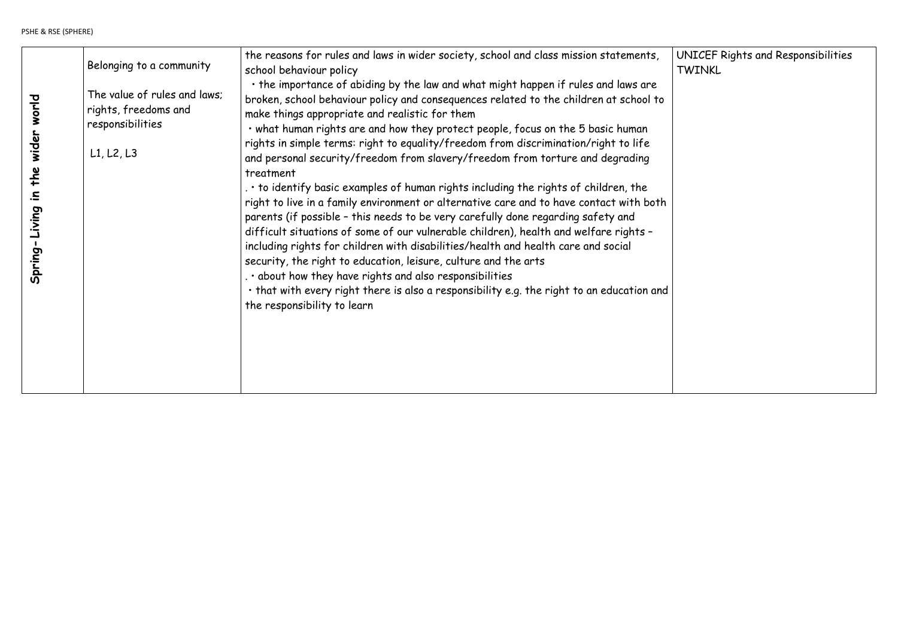| | | | |
|---|---|---|---|
| **Spring- Living in the wider world** | Belonging to a community<br><br>The value of rules and laws; rights, freedoms and responsibilities<br><br>L1, L2, L3 | the reasons for rules and laws in wider society, school and class mission statements, school behaviour policy<br>• the importance of abiding by the law and what might happen if rules and laws are broken, school behaviour policy and consequences related to the children at school to make things appropriate and realistic for them<br>• what human rights are and how they protect people, focus on the 5 basic human rights in simple terms: right to equality/freedom from discrimination/right to life and personal security/freedom from slavery/freedom from torture and degrading treatment<br>. • to identify basic examples of human rights including the rights of children, the right to live in a family environment or alternative care and to have contact with both parents (if possible – this needs to be very carefully done regarding safety and difficult situations of some of our vulnerable children), health and welfare rights – including rights for children with disabilities/health and health care and social security, the right to education, leisure, culture and the arts<br>. • about how they have rights and also responsibilities<br>• that with every right there is also a responsibility e.g. the right to an education and the responsibility to learn | UNICEF Rights and Responsibilities<br>TWINKL |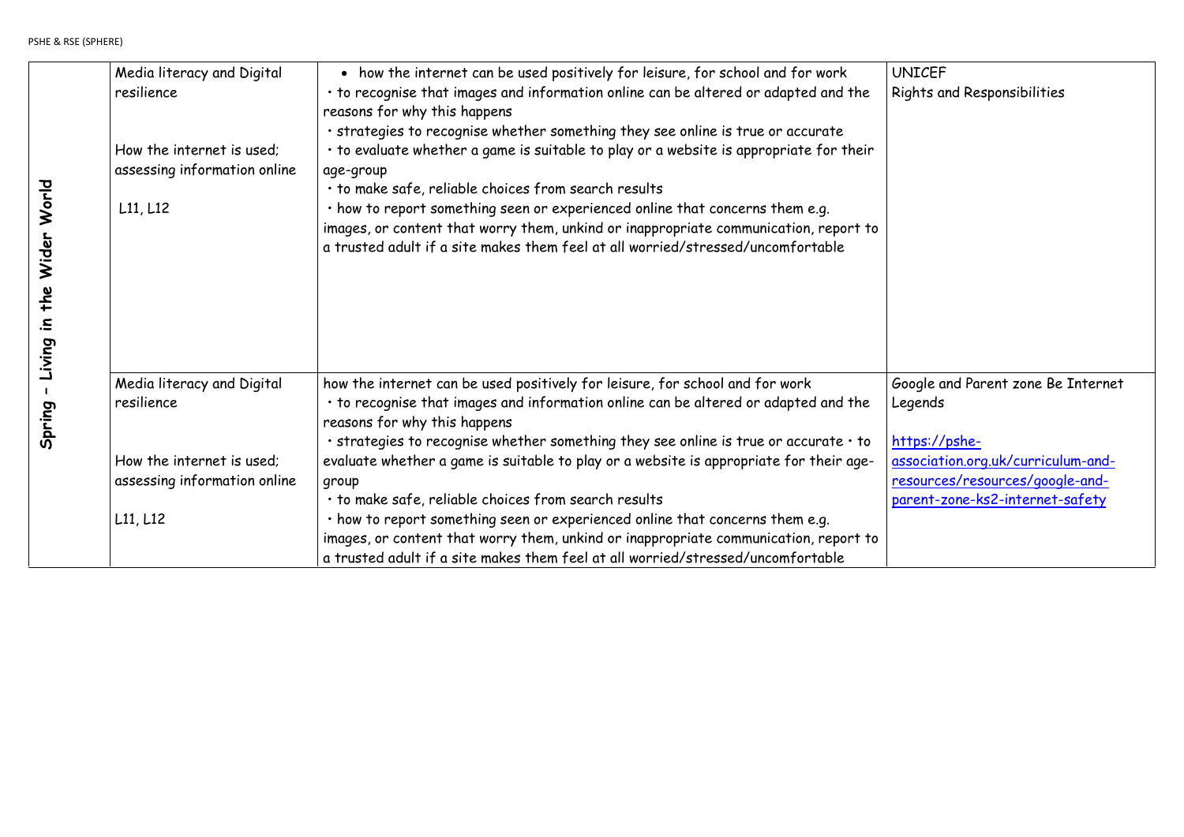| Spring – Living in the Wider World | Media literacy and Digital resilience<br><br>How the internet is used; assessing information online<br><br>L11, L12 | • how the internet can be used positively for leisure, for school and for work<br>• to recognise that images and information online can be altered or adapted and the reasons for why this happens<br>• strategies to recognise whether something they see online is true or accurate<br>• to evaluate whether a game is suitable to play or a website is appropriate for their age-group<br>• to make safe, reliable choices from search results<br>• how to report something seen or experienced online that concerns them e.g. images, or content that worry them, unkind or inappropriate communication, report to a trusted adult if a site makes them feel at all worried/stressed/uncomfortable | UNICEF<br>Rights and Responsibilities |
|---|---|---|---|
| | Media literacy and Digital resilience<br><br>How the internet is used; assessing information online<br><br>L11, L12 | how the internet can be used positively for leisure, for school and for work<br>• to recognise that images and information online can be altered or adapted and the reasons for why this happens<br>• strategies to recognise whether something they see online is true or accurate • to evaluate whether a game is suitable to play or a website is appropriate for their age-group<br>• to make safe, reliable choices from search results<br>• how to report something seen or experienced online that concerns them e.g. images, or content that worry them, unkind or inappropriate communication, report to a trusted adult if a site makes them feel at all worried/stressed/uncomfortable | Google and Parent zone Be Internet Legends<br><br>https://pshe-association.org.uk/curriculum-and-resources/resources/google-and-parent-zone-ks2-internet-safety |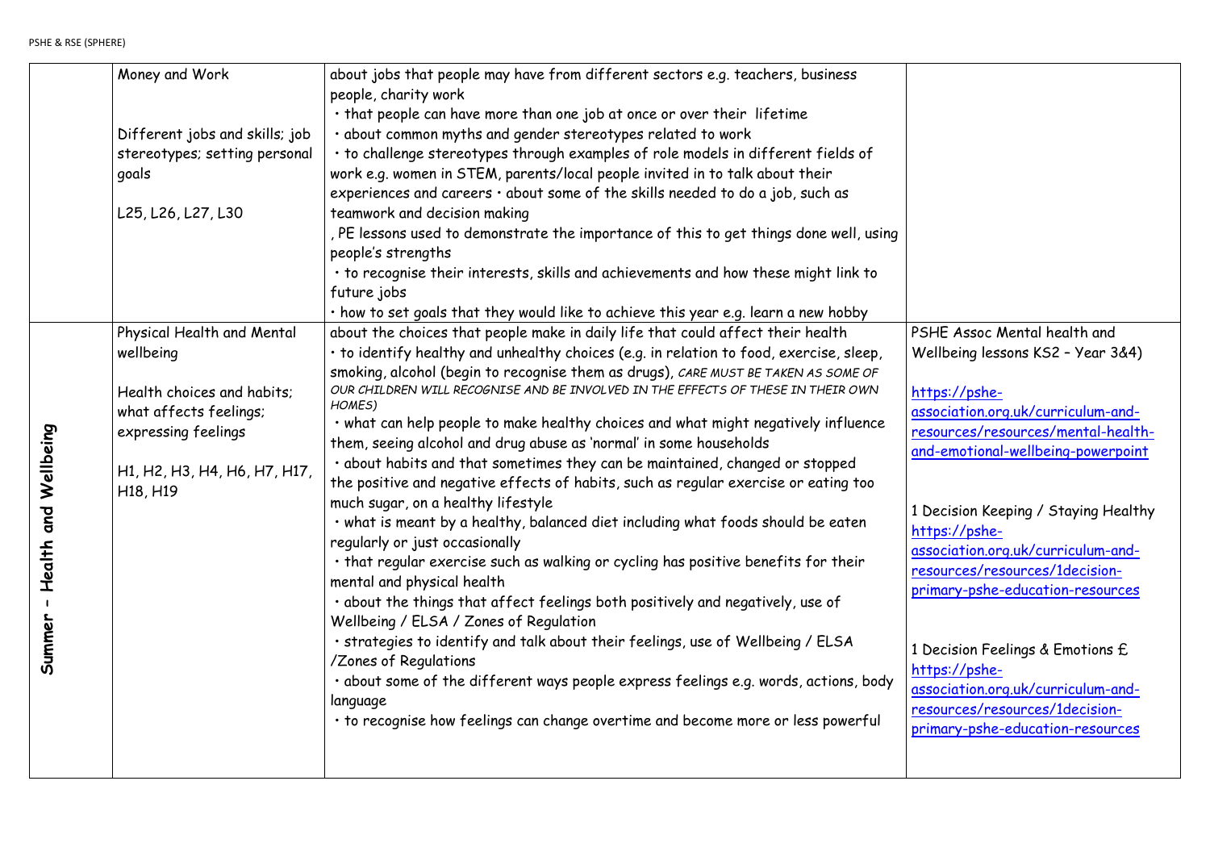| | | | |
|---|---|---|---|
| | Money and Work<br><br>Different jobs and skills; job stereotypes; setting personal goals<br><br>L25, L26, L27, L30 | about jobs that people may have from different sectors e.g. teachers, business people, charity work<br>• that people can have more than one job at once or over their lifetime<br>• about common myths and gender stereotypes related to work<br>• to challenge stereotypes through examples of role models in different fields of work e.g. women in STEM, parents/local people invited in to talk about their experiences and careers • about some of the skills needed to do a job, such as teamwork and decision making<br>, PE lessons used to demonstrate the importance of this to get things done well, using people's strengths<br>• to recognise their interests, skills and achievements and how these might link to future jobs<br>• how to set goals that they would like to achieve this year e.g. learn a new hobby | |
| **Summer – Health and Wellbeing** | Physical Health and Mental wellbeing<br><br>Health choices and habits; what affects feelings; expressing feelings<br><br>H1, H2, H3, H4, H6, H7, H17, H18, H19 | about the choices that people make in daily life that could affect their health<br>• to identify healthy and unhealthy choices (e.g. in relation to food, exercise, sleep, smoking, alcohol (begin to recognise them as drugs), *CARE MUST BE TAKEN AS SOME OF OUR CHILDREN WILL RECOGNISE AND BE INVOLVED IN THE EFFECTS OF THESE IN THEIR OWN HOMES)*<br>• what can help people to make healthy choices and what might negatively influence them, seeing alcohol and drug abuse as 'normal' in some households<br>• about habits and that sometimes they can be maintained, changed or stopped the positive and negative effects of habits, such as regular exercise or eating too much sugar, on a healthy lifestyle<br>• what is meant by a healthy, balanced diet including what foods should be eaten regularly or just occasionally<br>• that regular exercise such as walking or cycling has positive benefits for their mental and physical health<br>• about the things that affect feelings both positively and negatively, use of Wellbeing / ELSA / Zones of Regulation<br>• strategies to identify and talk about their feelings, use of Wellbeing / ELSA /Zones of Regulations<br>• about some of the different ways people express feelings e.g. words, actions, body language<br>• to recognise how feelings can change overtime and become more or less powerful | PSHE Assoc Mental health and Wellbeing lessons KS2 – Year 3&4)<br><br>https://pshe-association.org.uk/curriculum-and-resources/resources/mental-health-and-emotional-wellbeing-powerpoint<br><br>1 Decision Keeping / Staying Healthy<br>https://pshe-association.org.uk/curriculum-and-resources/resources/1decision-primary-pshe-education-resources<br><br>1 Decision Feelings & Emotions £<br>https://pshe-association.org.uk/curriculum-and-resources/resources/1decision-primary-pshe-education-resources |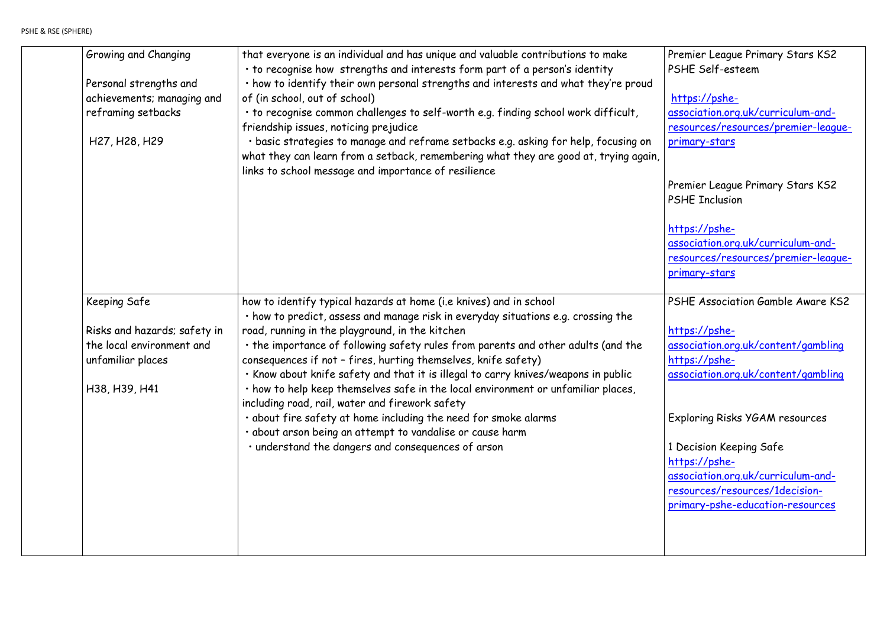| | | | |
|---|---|---|---|
| | Growing and Changing<br><br>Personal strengths and achievements; managing and reframing setbacks<br><br>H27, H28, H29 | that everyone is an individual and has unique and valuable contributions to make<br>• to recognise how strengths and interests form part of a person's identity<br>• how to identify their own personal strengths and interests and what they're proud of (in school, out of school)<br>• to recognise common challenges to self-worth e.g. finding school work difficult, friendship issues, noticing prejudice<br>• basic strategies to manage and reframe setbacks e.g. asking for help, focusing on what they can learn from a setback, remembering what they are good at, trying again, links to school message and importance of resilience | Premier League Primary Stars KS2 PSHE Self-esteem<br><br>https://pshe-association.org.uk/curriculum-and-resources/resources/premier-league-primary-stars<br><br>Premier League Primary Stars KS2 PSHE Inclusion<br><br>https://pshe-association.org.uk/curriculum-and-resources/resources/premier-league-primary-stars |
| | Keeping Safe<br><br>Risks and hazards; safety in the local environment and unfamiliar places<br><br>H38, H39, H41 | how to identify typical hazards at home (i.e knives) and in school<br>• how to predict, assess and manage risk in everyday situations e.g. crossing the road, running in the playground, in the kitchen<br>• the importance of following safety rules from parents and other adults (and the consequences if not – fires, hurting themselves, knife safety)<br>• Know about knife safety and that it is illegal to carry knives/weapons in public<br>• how to help keep themselves safe in the local environment or unfamiliar places, including road, rail, water and firework safety<br>• about fire safety at home including the need for smoke alarms<br>• about arson being an attempt to vandalise or cause harm<br>• understand the dangers and consequences of arson | PSHE Association Gamble Aware KS2<br><br>https://pshe-association.org.uk/content/gambling<br>https://pshe-association.org.uk/content/gambling<br><br>Exploring Risks YGAM resources<br><br>1 Decision Keeping Safe<br>https://pshe-association.org.uk/curriculum-and-resources/resources/1decision-primary-pshe-education-resources |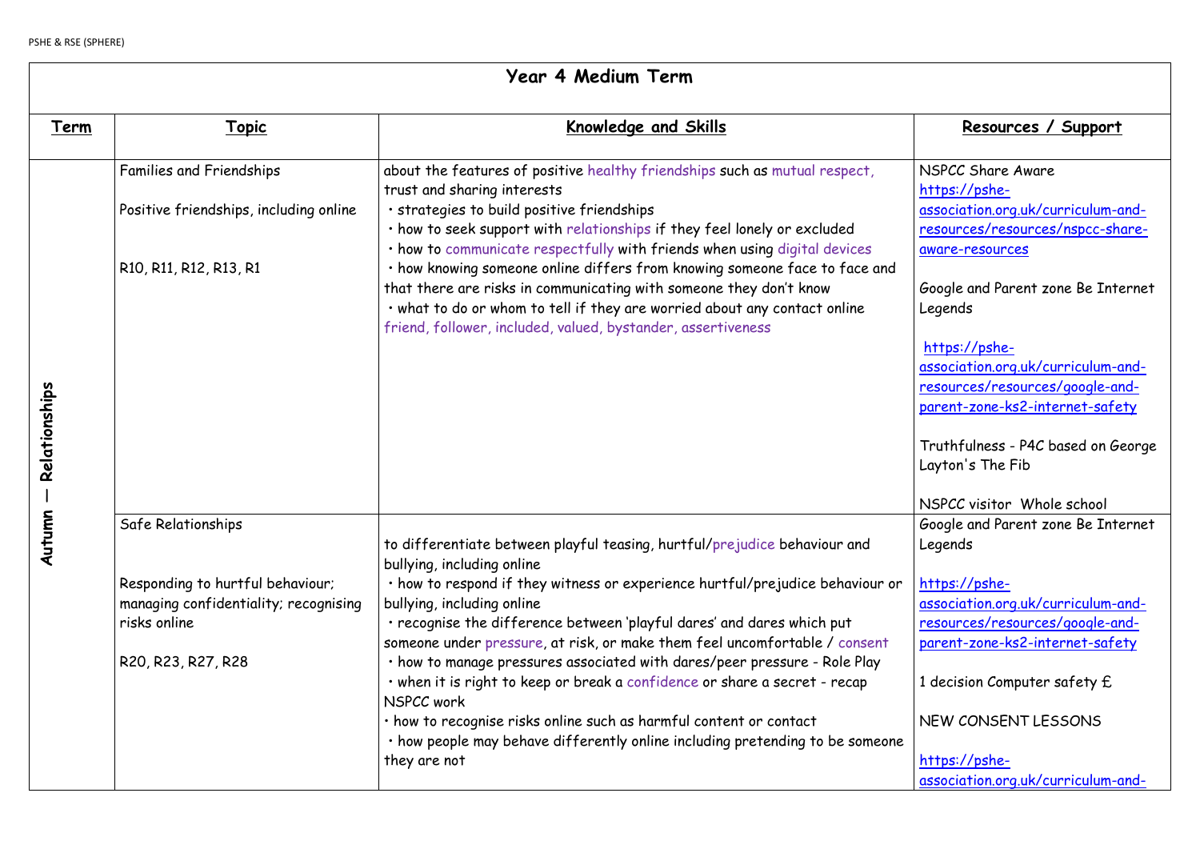PSHE & RSE (SPHERE)

| Year 4 Medium Term | | | |
|---|---|---|---|
| **Term** | **Topic** | **Knowledge and Skills** | **Resources / Support** |
| Autumn — Relationships | Families and Friendships<br><br>Positive friendships, including online<br><br>R10, R11, R12, R13, R1 | about the features of positive healthy friendships such as mutual respect, trust and sharing interests<br>• strategies to build positive friendships<br>• how to seek support with relationships if they feel lonely or excluded<br>• how to communicate respectfully with friends when using digital devices<br>• how knowing someone online differs from knowing someone face to face and that there are risks in communicating with someone they don't know<br>• what to do or whom to tell if they are worried about any contact online<br>friend, follower, included, valued, bystander, assertiveness | NSPCC Share Aware<br>https://pshe-association.org.uk/curriculum-and-resources/resources/nspcc-share-aware-resources<br><br>Google and Parent zone Be Internet Legends<br><br>https://pshe-association.org.uk/curriculum-and-resources/resources/google-and-parent-zone-ks2-internet-safety<br><br>Truthfulness - P4C based on George Layton's The Fib<br><br>NSPCC visitor Whole school |
| | Safe Relationships<br><br>Responding to hurtful behaviour; managing confidentiality; recognising risks online<br><br>R20, R23, R27, R28 | to differentiate between playful teasing, hurtful/prejudice behaviour and bullying, including online<br>• how to respond if they witness or experience hurtful/prejudice behaviour or bullying, including online<br>• recognise the difference between 'playful dares' and dares which put someone under pressure, at risk, or make them feel uncomfortable / consent<br>• how to manage pressures associated with dares/peer pressure - Role Play<br>• when it is right to keep or break a confidence or share a secret - recap NSPCC work<br>• how to recognise risks online such as harmful content or contact<br>• how people may behave differently online including pretending to be someone they are not | Google and Parent zone Be Internet Legends<br><br>https://pshe-association.org.uk/curriculum-and-resources/resources/google-and-parent-zone-ks2-internet-safety<br><br>1 decision Computer safety £<br><br>NEW CONSENT LESSONS<br><br>https://pshe-association.org.uk/curriculum-and- |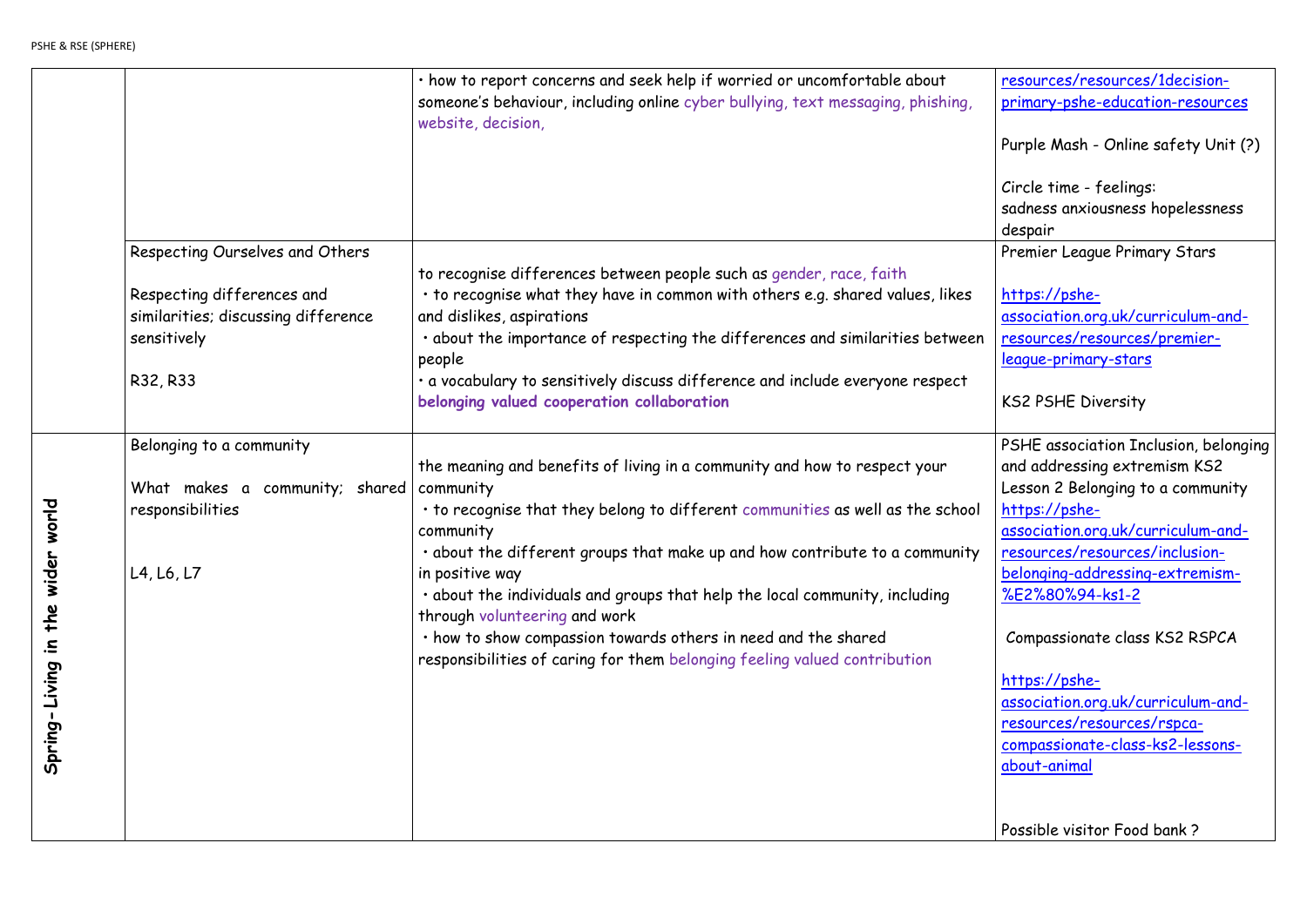| | | | |
|---|---|---|---|
| | | • how to report concerns and seek help if worried or uncomfortable about someone's behaviour, including online cyber bullying, text messaging, phishing, website, decision, | resources/resources/1decision-primary-pshe-education-resources<br><br>Purple Mash - Online safety Unit (?)<br><br>Circle time - feelings: sadness anxiousness hopelessness despair |
| | Respecting Ourselves and Others<br><br>Respecting differences and similarities; discussing difference sensitively<br><br>R32, R33 | to recognise differences between people such as gender, race, faith<br>• to recognise what they have in common with others e.g. shared values, likes and dislikes, aspirations<br>• about the importance of respecting the differences and similarities between people<br>• a vocabulary to sensitively discuss difference and include everyone respect **belonging valued cooperation collaboration** | Premier League Primary Stars<br><br>https://pshe-association.org.uk/curriculum-and-resources/resources/premier-league-primary-stars<br><br>KS2 PSHE Diversity |
| **Spring-Living in the wider world** | Belonging to a community<br><br>What makes a community; shared responsibilities<br><br>L4, L6, L7 | the meaning and benefits of living in a community and how to respect your community<br>• to recognise that they belong to different communities as well as the school community<br>• about the different groups that make up and how contribute to a community in positive way<br>• about the individuals and groups that help the local community, including through volunteering and work<br>• how to show compassion towards others in need and the shared responsibilities of caring for them belonging feeling valued contribution | PSHE association Inclusion, belonging and addressing extremism KS2 Lesson 2 Belonging to a community https://pshe-association.org.uk/curriculum-and-resources/resources/inclusion-belonging-addressing-extremism-%E2%80%94-ks1-2<br><br>Compassionate class KS2 RSPCA<br><br>https://pshe-association.org.uk/curriculum-and-resources/resources/rspca-compassionate-class-ks2-lessons-about-animal<br><br>Possible visitor Food bank ? |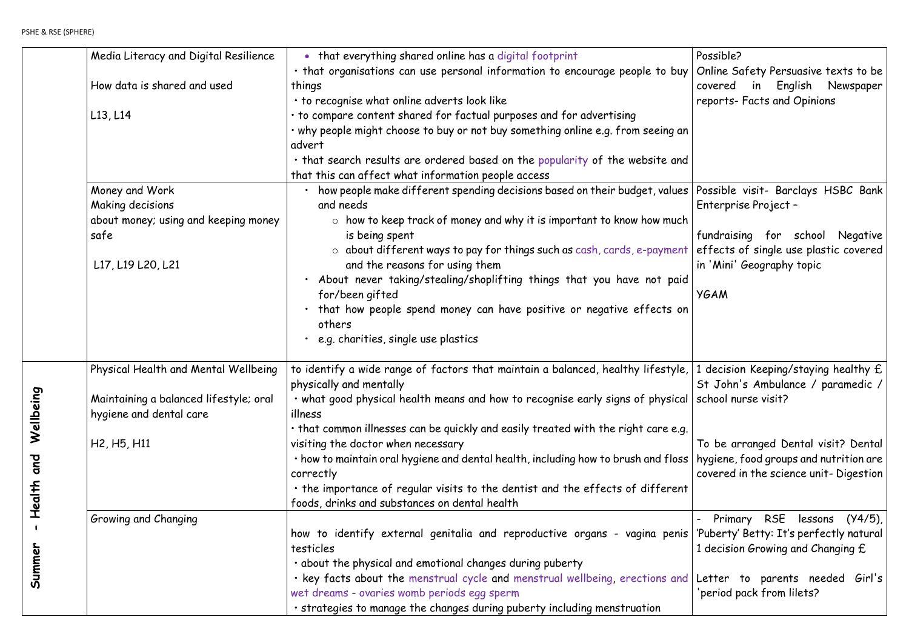PSHE & RSE (SPHERE)

| | | | |
|---|---|---|---|
| | Media Literacy and Digital Resilience<br><br>How data is shared and used<br><br>L13, L14 | • that everything shared online has a digital footprint<br>• that organisations can use personal information to encourage people to buy things<br>• to recognise what online adverts look like<br>• to compare content shared for factual purposes and for advertising<br>• why people might choose to buy or not buy something online e.g. from seeing an advert<br>• that search results are ordered based on the popularity of the website and that this can affect what information people access | Possible?<br>Online Safety Persuasive texts to be covered in English Newspaper reports- Facts and Opinions |
| | Money and Work<br>Making decisions about money; using and keeping money safe<br><br>L17, L19 L20, L21 | • how people make different spending decisions based on their budget, values and needs<br>  ○ how to keep track of money and why it is important to know how much is being spent<br>  ○ about different ways to pay for things such as cash, cards, e-payment and the reasons for using them<br>• About never taking/stealing/shoplifting things that you have not paid for/been gifted<br>• that how people spend money can have positive or negative effects on others<br>• e.g. charities, single use plastics | Possible visit- Barclays HSBC Bank Enterprise Project –<br><br>fundraising for school Negative effects of single use plastic covered in 'Mini' Geography topic<br><br>YGAM |
| Summer - Health and Wellbeing | Physical Health and Mental Wellbeing<br><br>Maintaining a balanced lifestyle; oral hygiene and dental care<br><br>H2, H5, H11 | to identify a wide range of factors that maintain a balanced, healthy lifestyle, physically and mentally<br>• what good physical health means and how to recognise early signs of physical illness<br>• that common illnesses can be quickly and easily treated with the right care e.g. visiting the doctor when necessary<br>• how to maintain oral hygiene and dental health, including how to brush and floss correctly<br>• the importance of regular visits to the dentist and the effects of different foods, drinks and substances on dental health | 1 decision Keeping/staying healthy £ St John's Ambulance / paramedic / school nurse visit?<br><br>To be arranged Dental visit? Dental hygiene, food groups and nutrition are covered in the science unit- Digestion |
| | Growing and Changing | how to identify external genitalia and reproductive organs - vagina penis testicles<br>• about the physical and emotional changes during puberty<br>• key facts about the menstrual cycle and menstrual wellbeing, erections and wet dreams - ovaries womb periods egg sperm<br>• strategies to manage the changes during puberty including menstruation | - Primary RSE lessons (Y4/5), 'Puberty' Betty: It's perfectly natural 1 decision Growing and Changing £<br><br>Letter to parents needed Girl's 'period pack from lilets? |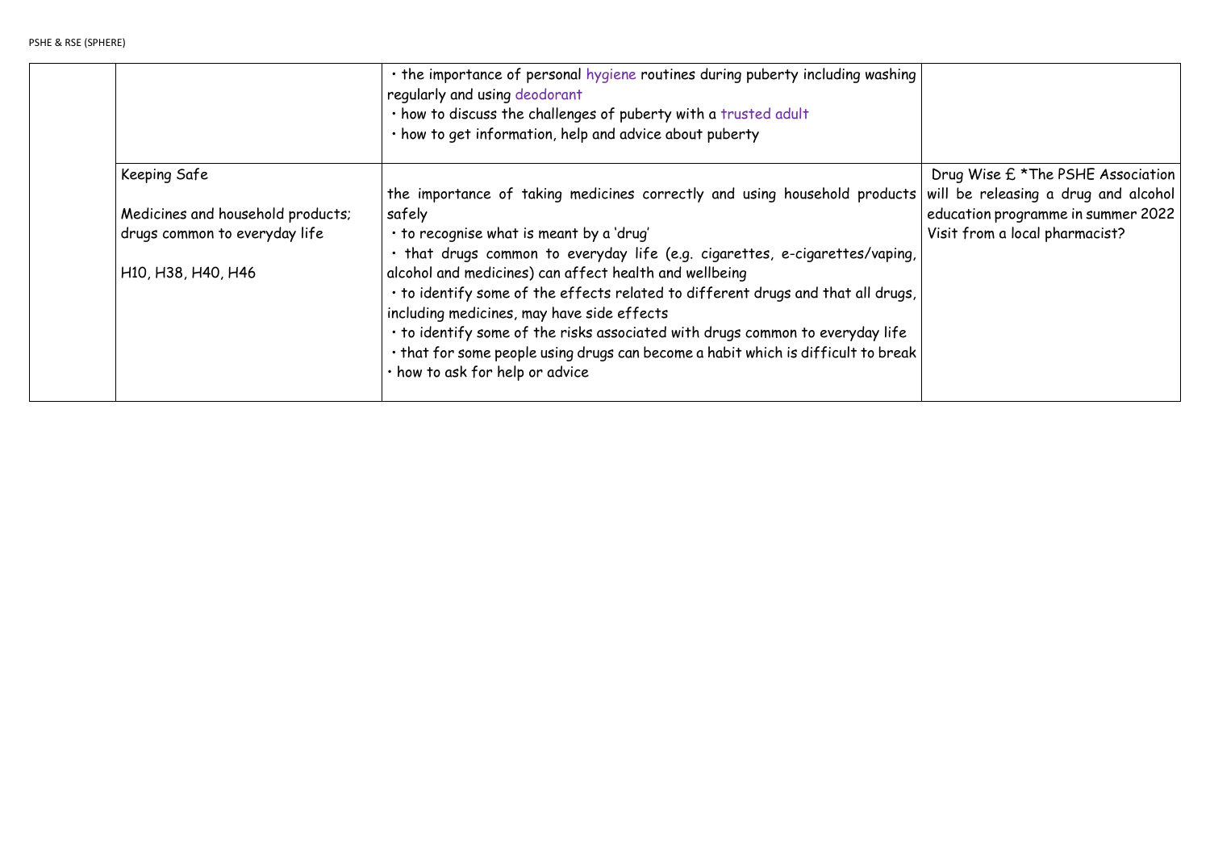| | | | |
|---|---|---|---|
| | | • the importance of personal hygiene routines during puberty including washing regularly and using deodorant<br>• how to discuss the challenges of puberty with a trusted adult<br>• how to get information, help and advice about puberty | |
| | Keeping Safe<br><br>Medicines and household products; drugs common to everyday life<br><br>H10, H38, H40, H46 | the importance of taking medicines correctly and using household products safely<br>• to recognise what is meant by a 'drug'<br>• that drugs common to everyday life (e.g. cigarettes, e-cigarettes/vaping, alcohol and medicines) can affect health and wellbeing<br>• to identify some of the effects related to different drugs and that all drugs, including medicines, may have side effects<br>• to identify some of the risks associated with drugs common to everyday life<br>• that for some people using drugs can become a habit which is difficult to break<br>• how to ask for help or advice | Drug Wise £ *The PSHE Association will be releasing a drug and alcohol education programme in summer 2022<br>Visit from a local pharmacist? |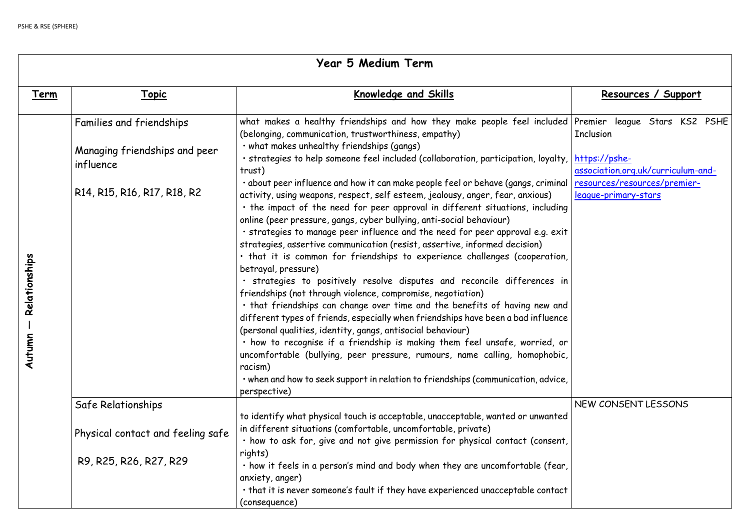| Year 5 Medium Term | | | |
|---|---|---|---|
| **Term** | **Topic** | **Knowledge and Skills** | **Resources / Support** |
| **Autumn — Relationships** | Families and friendships<br><br>Managing friendships and peer influence<br><br>R14, R15, R16, R17, R18, R2 | what makes a healthy friendships and how they make people feel included (belonging, communication, trustworthiness, empathy)<br>• what makes unhealthy friendships (gangs)<br>• strategies to help someone feel included (collaboration, participation, loyalty, trust)<br>• about peer influence and how it can make people feel or behave (gangs, criminal activity, using weapons, respect, self esteem, jealousy, anger, fear, anxious)<br>• the impact of the need for peer approval in different situations, including online (peer pressure, gangs, cyber bullying, anti-social behaviour)<br>• strategies to manage peer influence and the need for peer approval e.g. exit strategies, assertive communication (resist, assertive, informed decision)<br>• that it is common for friendships to experience challenges (cooperation, betrayal, pressure)<br>• strategies to positively resolve disputes and reconcile differences in friendships (not through violence, compromise, negotiation)<br>• that friendships can change over time and the benefits of having new and different types of friends, especially when friendships have been a bad influence (personal qualities, identity, gangs, antisocial behaviour)<br>• how to recognise if a friendship is making them feel unsafe, worried, or uncomfortable (bullying, peer pressure, rumours, name calling, homophobic, racism)<br>• when and how to seek support in relation to friendships (communication, advice, perspective) | Premier league Stars KS2 PSHE Inclusion<br><br>https://pshe-association.org.uk/curriculum-and-resources/resources/premier-league-primary-stars |
| | Safe Relationships<br><br>Physical contact and feeling safe<br><br>R9, R25, R26, R27, R29 | to identify what physical touch is acceptable, unacceptable, wanted or unwanted in different situations (comfortable, uncomfortable, private)<br>• how to ask for, give and not give permission for physical contact (consent, rights)<br>• how it feels in a person's mind and body when they are uncomfortable (fear, anxiety, anger)<br>• that it is never someone's fault if they have experienced unacceptable contact (consequence) | NEW CONSENT LESSONS |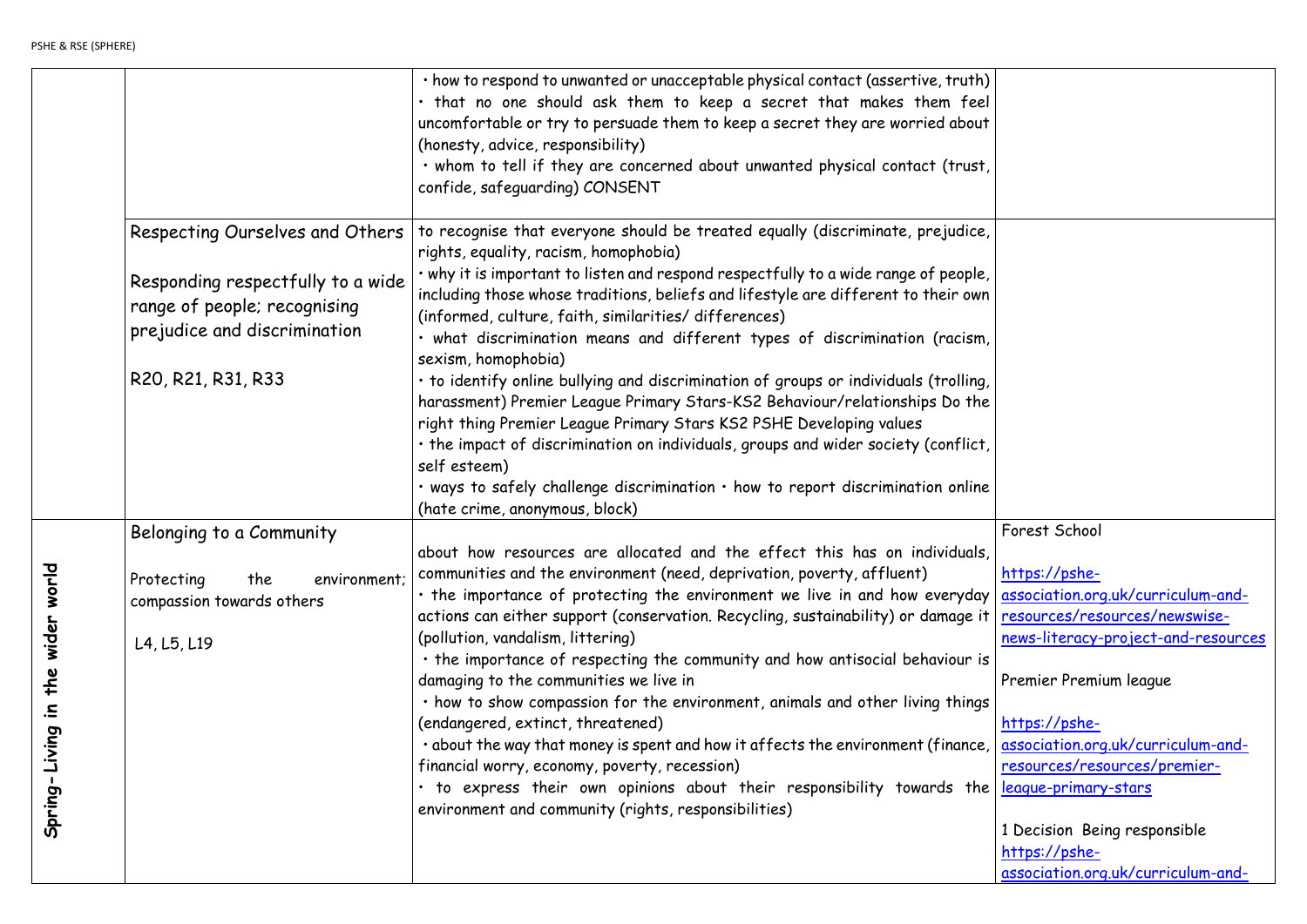| | | | |
|---|---|---|---|
| | | • how to respond to unwanted or unacceptable physical contact (assertive, truth)<br>• that no one should ask them to keep a secret that makes them feel uncomfortable or try to persuade them to keep a secret they are worried about (honesty, advice, responsibility)<br>• whom to tell if they are concerned about unwanted physical contact (trust, confide, safeguarding) CONSENT | |
| | Respecting Ourselves and Others<br><br>Responding respectfully to a wide range of people; recognising prejudice and discrimination<br><br>R20, R21, R31, R33 | to recognise that everyone should be treated equally (discriminate, prejudice, rights, equality, racism, homophobia)<br>• why it is important to listen and respond respectfully to a wide range of people, including those whose traditions, beliefs and lifestyle are different to their own (informed, culture, faith, similarities/ differences)<br>• what discrimination means and different types of discrimination (racism, sexism, homophobia)<br>• to identify online bullying and discrimination of groups or individuals (trolling, harassment) Premier League Primary Stars-KS2 Behaviour/relationships Do the right thing Premier League Primary Stars KS2 PSHE Developing values<br>• the impact of discrimination on individuals, groups and wider society (conflict, self esteem)<br>• ways to safely challenge discrimination • how to report discrimination online (hate crime, anonymous, block) | |
| Spring-Living in the wider world | Belonging to a Community<br><br>Protecting the environment; compassion towards others<br><br>L4, L5, L19 | about how resources are allocated and the effect this has on individuals, communities and the environment (need, deprivation, poverty, affluent)<br>• the importance of protecting the environment we live in and how everyday actions can either support (conservation. Recycling, sustainability) or damage it (pollution, vandalism, littering)<br>• the importance of respecting the community and how antisocial behaviour is damaging to the communities we live in<br>• how to show compassion for the environment, animals and other living things (endangered, extinct, threatened)<br>• about the way that money is spent and how it affects the environment (finance, financial worry, economy, poverty, recession)<br>• to express their own opinions about their responsibility towards the environment and community (rights, responsibilities) | Forest School<br><br>https://pshe-association.org.uk/curriculum-and-resources/resources/newswise-news-literacy-project-and-resources<br><br>Premier Premium league<br><br>https://pshe-association.org.uk/curriculum-and-resources/resources/premier-league-primary-stars<br><br>1 Decision Being responsible<br>https://pshe-association.org.uk/curriculum-and- |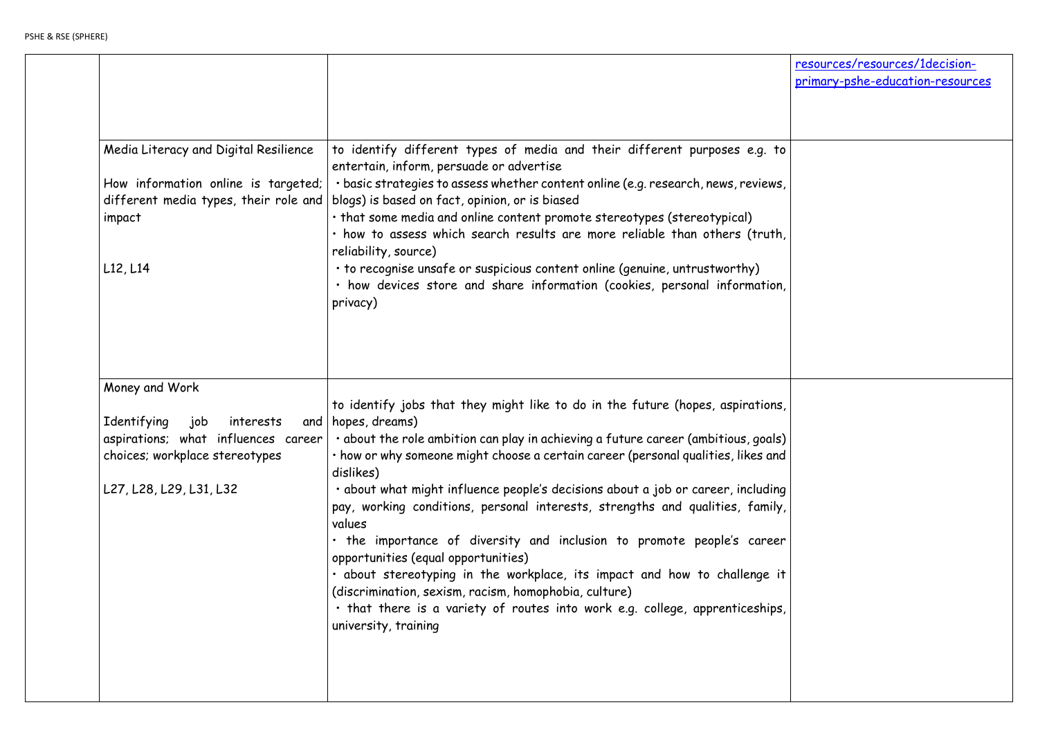| | | | |
|---|---|---|---|
| | | | resources/resources/1decision-primary-pshe-education-resources |
| | Media Literacy and Digital Resilience<br><br>How information online is targeted; different media types, their role and impact<br><br>L12, L14 | to identify different types of media and their different purposes e.g. to entertain, inform, persuade or advertise<br>• basic strategies to assess whether content online (e.g. research, news, reviews, blogs) is based on fact, opinion, or is biased<br>• that some media and online content promote stereotypes (stereotypical)<br>• how to assess which search results are more reliable than others (truth, reliability, source)<br>• to recognise unsafe or suspicious content online (genuine, untrustworthy)<br>• how devices store and share information (cookies, personal information, privacy) | |
| | Money and Work<br><br>Identifying job interests and aspirations; what influences career choices; workplace stereotypes<br><br>L27, L28, L29, L31, L32 | to identify jobs that they might like to do in the future (hopes, aspirations, hopes, dreams)<br>• about the role ambition can play in achieving a future career (ambitious, goals)<br>• how or why someone might choose a certain career (personal qualities, likes and dislikes)<br>• about what might influence people's decisions about a job or career, including pay, working conditions, personal interests, strengths and qualities, family, values<br>• the importance of diversity and inclusion to promote people's career opportunities (equal opportunities)<br>• about stereotyping in the workplace, its impact and how to challenge it (discrimination, sexism, racism, homophobia, culture)<br>• that there is a variety of routes into work e.g. college, apprenticeships, university, training | |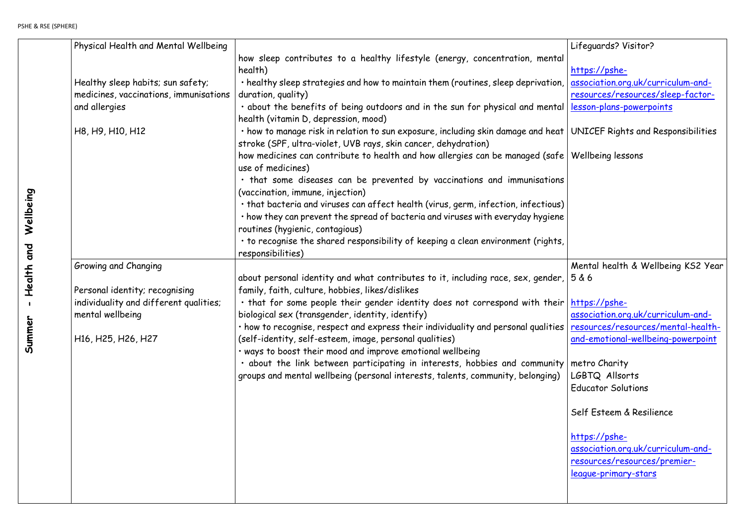| Summer - Health and Wellbeing | Physical Health and Mental Wellbeing<br><br>Healthy sleep habits; sun safety; medicines, vaccinations, immunisations and allergies<br><br>H8, H9, H10, H12 | how sleep contributes to a healthy lifestyle (energy, concentration, mental health)<br>• healthy sleep strategies and how to maintain them (routines, sleep deprivation, duration, quality)<br>• about the benefits of being outdoors and in the sun for physical and mental health (vitamin D, depression, mood)<br>• how to manage risk in relation to sun exposure, including skin damage and heat stroke (SPF, ultra-violet, UVB rays, skin cancer, dehydration)<br>how medicines can contribute to health and how allergies can be managed (safe use of medicines)<br>• that some diseases can be prevented by vaccinations and immunisations (vaccination, immune, injection)<br>• that bacteria and viruses can affect health (virus, germ, infection, infectious)<br>• how they can prevent the spread of bacteria and viruses with everyday hygiene routines (hygienic, contagious)<br>• to recognise the shared responsibility of keeping a clean environment (rights, responsibilities) | Lifeguards? Visitor?<br><br>https://pshe-association.org.uk/curriculum-and-resources/resources/sleep-factor-lesson-plans-powerpoints<br><br>UNICEF Rights and Responsibilities<br><br>Wellbeing lessons |
|---|---|---|---|
| | Growing and Changing<br><br>Personal identity; recognising individuality and different qualities; mental wellbeing<br><br>H16, H25, H26, H27 | about personal identity and what contributes to it, including race, sex, gender, family, faith, culture, hobbies, likes/dislikes<br>• that for some people their gender identity does not correspond with their biological sex (transgender, identity, identify)<br>• how to recognise, respect and express their individuality and personal qualities (self-identity, self-esteem, image, personal qualities)<br>• ways to boost their mood and improve emotional wellbeing<br>• about the link between participating in interests, hobbies and community groups and mental wellbeing (personal interests, talents, community, belonging) | Mental health & Wellbeing KS2 Year 5 & 6<br><br>https://pshe-association.org.uk/curriculum-and-resources/resources/mental-health-and-emotional-wellbeing-powerpoint<br><br>metro Charity<br>LGBTQ Allsorts<br>Educator Solutions<br><br>Self Esteem & Resilience<br><br>https://pshe-association.org.uk/curriculum-and-resources/resources/premier-league-primary-stars |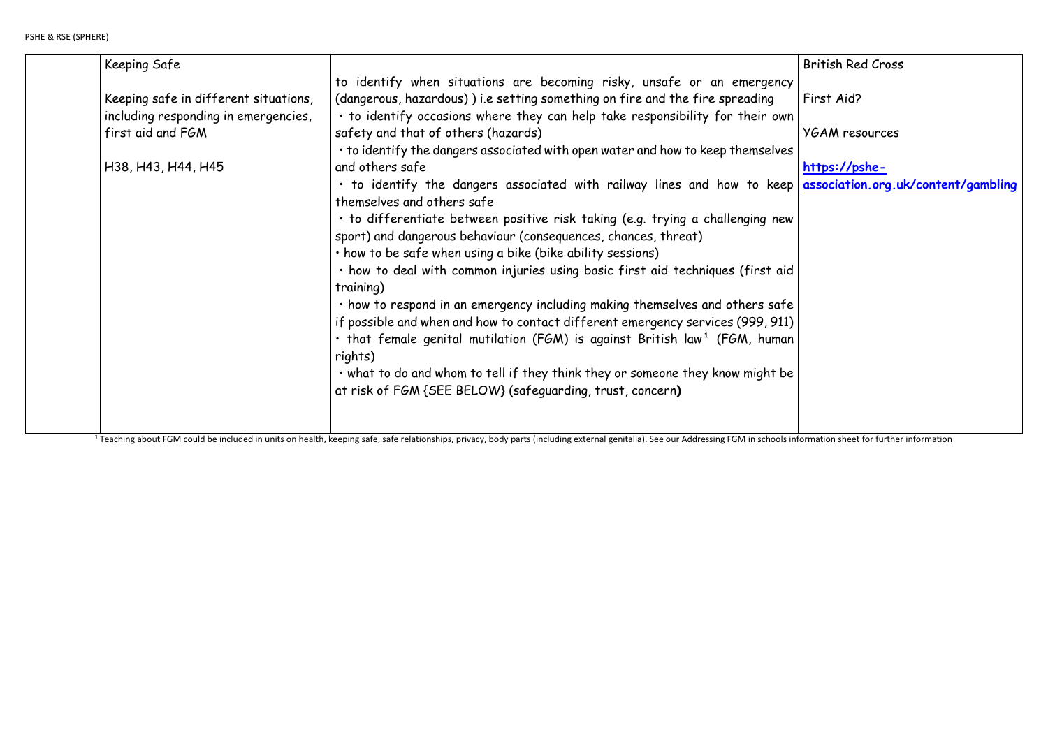| | Keeping Safe<br><br>Keeping safe in different situations, including responding in emergencies, first aid and FGM<br><br>H38, H43, H44, H45 | to identify when situations are becoming risky, unsafe or an emergency (dangerous, hazardous) ) i.e setting something on fire and the fire spreading<br>• to identify occasions where they can help take responsibility for their own safety and that of others (hazards)<br>• to identify the dangers associated with open water and how to keep themselves and others safe<br>• to identify the dangers associated with railway lines and how to keep themselves and others safe<br>• to differentiate between positive risk taking (e.g. trying a challenging new sport) and dangerous behaviour (consequences, chances, threat)<br>• how to be safe when using a bike (bike ability sessions)<br>• how to deal with common injuries using basic first aid techniques (first aid training)<br>• how to respond in an emergency including making themselves and others safe if possible and when and how to contact different emergency services (999, 911)<br>• that female genital mutilation (FGM) is against British law[1] (FGM, human rights)<br>• what to do and whom to tell if they think they or someone they know might be at risk of FGM {SEE BELOW} (safeguarding, trust, concern**)** | British Red Cross<br><br>First Aid?<br><br>YGAM resources<br><br>**https://pshe-association.org.uk/content/gambling** |
|---|---|---|---|

[1] Teaching about FGM could be included in units on health, keeping safe, safe relationships, privacy, body parts (including external genitalia). See our Addressing FGM in schools information sheet for further information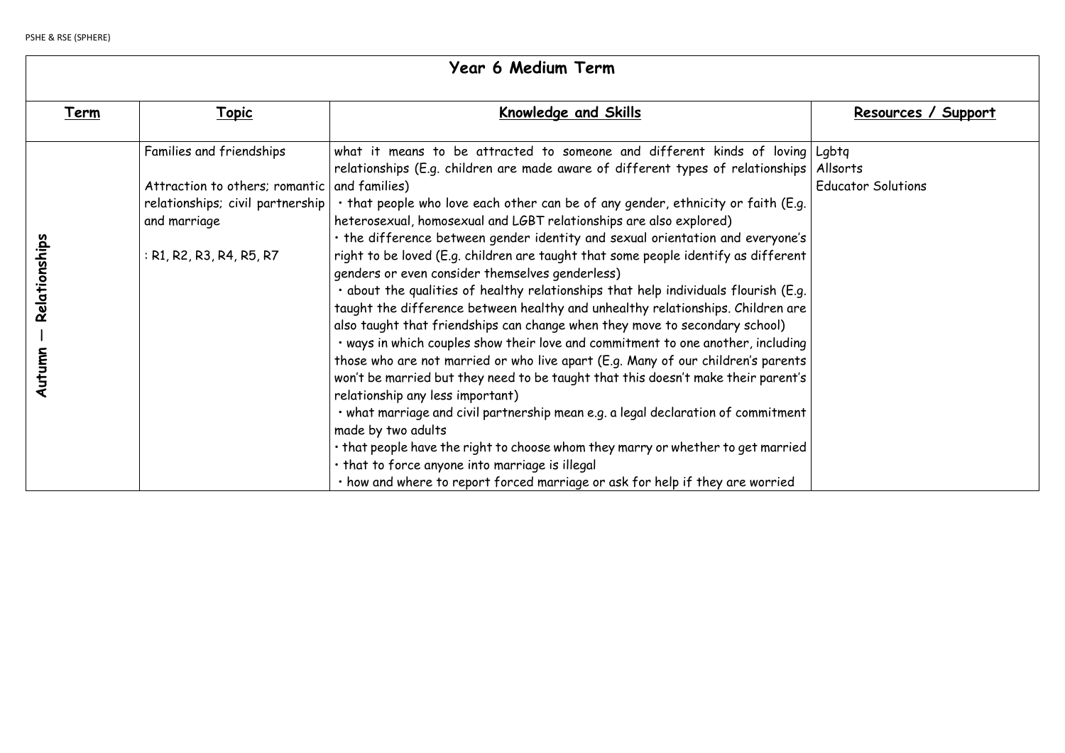# Year 6 Medium Term

| Term | Topic | Knowledge and Skills | Resources / Support |
|---|---|---|---|
| Autumn — Relationships | Families and friendships<br><br>Attraction to others; romantic relationships; civil partnership and marriage<br><br>: R1, R2, R3, R4, R5, R7 | what it means to be attracted to someone and different kinds of loving relationships (E.g. children are made aware of different types of relationships and families)<br>• that people who love each other can be of any gender, ethnicity or faith (E.g. heterosexual, homosexual and LGBT relationships are also explored)<br>• the difference between gender identity and sexual orientation and everyone's right to be loved (E.g. children are taught that some people identify as different genders or even consider themselves genderless)<br>• about the qualities of healthy relationships that help individuals flourish (E.g. taught the difference between healthy and unhealthy relationships. Children are also taught that friendships can change when they move to secondary school)<br>• ways in which couples show their love and commitment to one another, including those who are not married or who live apart (E.g. Many of our children's parents won't be married but they need to be taught that this doesn't make their parent's relationship any less important)<br>• what marriage and civil partnership mean e.g. a legal declaration of commitment made by two adults<br>• that people have the right to choose whom they marry or whether to get married<br>• that to force anyone into marriage is illegal<br>• how and where to report forced marriage or ask for help if they are worried | Lgbtq<br>Allsorts<br>Educator Solutions |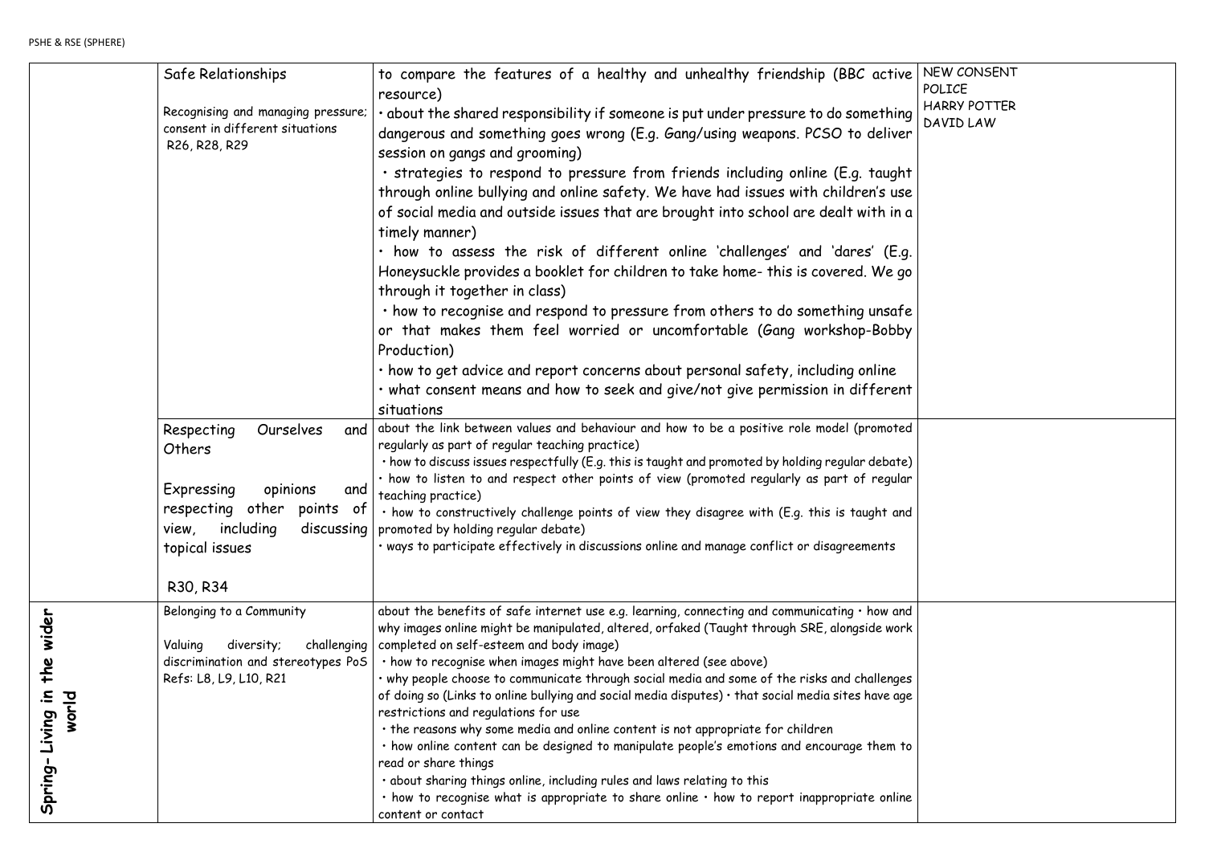| | | | |
|---|---|---|---|
| | Safe Relationships<br><br>Recognising and managing pressure; consent in different situations<br>R26, R28, R29 | to compare the features of a healthy and unhealthy friendship (BBC active resource)<br>• about the shared responsibility if someone is put under pressure to do something dangerous and something goes wrong (E.g. Gang/using weapons. PCSO to deliver session on gangs and grooming)<br>• strategies to respond to pressure from friends including online (E.g. taught through online bullying and online safety. We have had issues with children's use of social media and outside issues that are brought into school are dealt with in a timely manner)<br>• how to assess the risk of different online 'challenges' and 'dares' (E.g. Honeysuckle provides a booklet for children to take home- this is covered. We go through it together in class)<br>• how to recognise and respond to pressure from others to do something unsafe or that makes them feel worried or uncomfortable (Gang workshop-Bobby Production)<br>• how to get advice and report concerns about personal safety, including online<br>• what consent means and how to seek and give/not give permission in different situations | NEW CONSENT<br>POLICE<br>HARRY POTTER<br>DAVID LAW |
| | Respecting Ourselves and Others<br><br>Expressing opinions and respecting other points of view, including discussing topical issues<br><br>R30, R34 | about the link between values and behaviour and how to be a positive role model (promoted regularly as part of regular teaching practice)<br>• how to discuss issues respectfully (E.g. this is taught and promoted by holding regular debate)<br>• how to listen to and respect other points of view (promoted regularly as part of regular teaching practice)<br>• how to constructively challenge points of view they disagree with (E.g. this is taught and promoted by holding regular debate)<br>• ways to participate effectively in discussions online and manage conflict or disagreements | |
| **Spring- Living in the wider world** | Belonging to a Community<br><br>Valuing diversity; challenging discrimination and stereotypes PoS Refs: L8, L9, L10, R21 | about the benefits of safe internet use e.g. learning, connecting and communicating • how and why images online might be manipulated, altered, orfaked (Taught through SRE, alongside work completed on self-esteem and body image)<br>• how to recognise when images might have been altered (see above)<br>• why people choose to communicate through social media and some of the risks and challenges of doing so (Links to online bullying and social media disputes) • that social media sites have age restrictions and regulations for use<br>• the reasons why some media and online content is not appropriate for children<br>• how online content can be designed to manipulate people's emotions and encourage them to read or share things<br>• about sharing things online, including rules and laws relating to this<br>• how to recognise what is appropriate to share online • how to report inappropriate online content or contact | |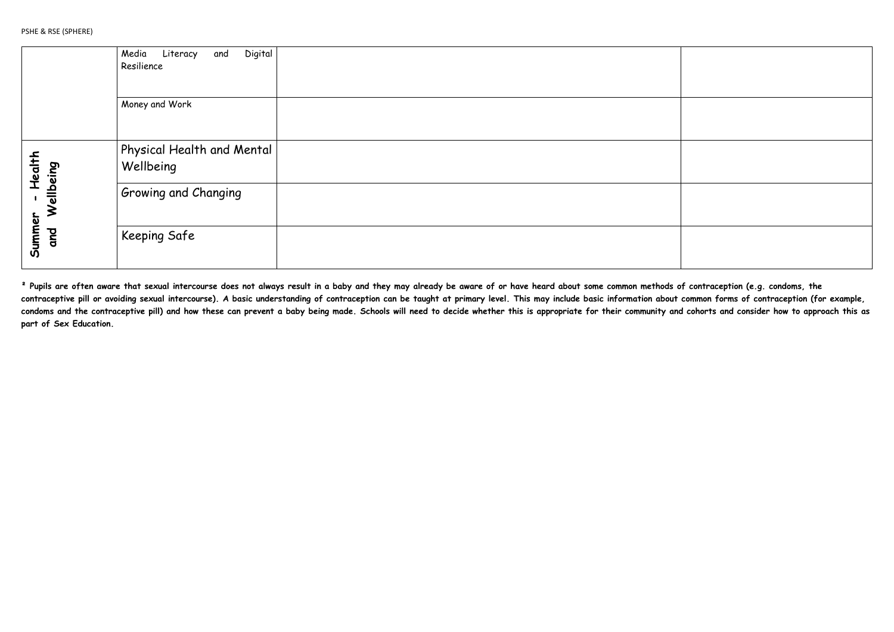| | | | |
|---|---|---|---|
| | Media Literacy and Digital Resilience | | |
| | Money and Work | | |
| Summer - Health and Wellbeing | Physical Health and Mental Wellbeing | | |
| | Growing and Changing | | |
| | Keeping Safe | | |

**[2] Pupils are often aware that sexual intercourse does not always result in a baby and they may already be aware of or have heard about some common methods of contraception (e.g. condoms, the contraceptive pill or avoiding sexual intercourse). A basic understanding of contraception can be taught at primary level. This may include basic information about common forms of contraception (for example, condoms and the contraceptive pill) and how these can prevent a baby being made. Schools will need to decide whether this is appropriate for their community and cohorts and consider how to approach this as part of Sex Education.**